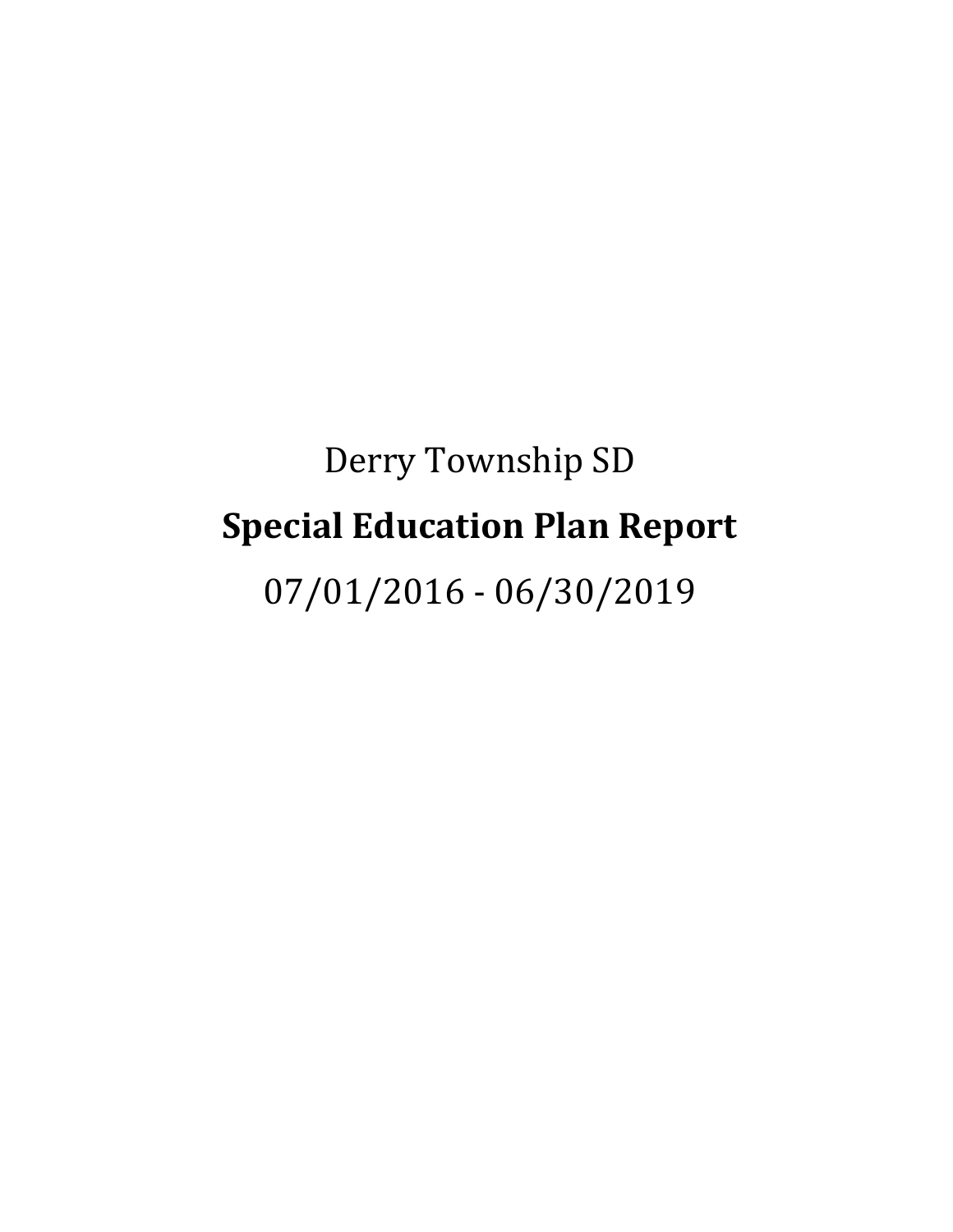Derry Township SD

# Special Education Plan Report

07/01/2016 - 06/30/2019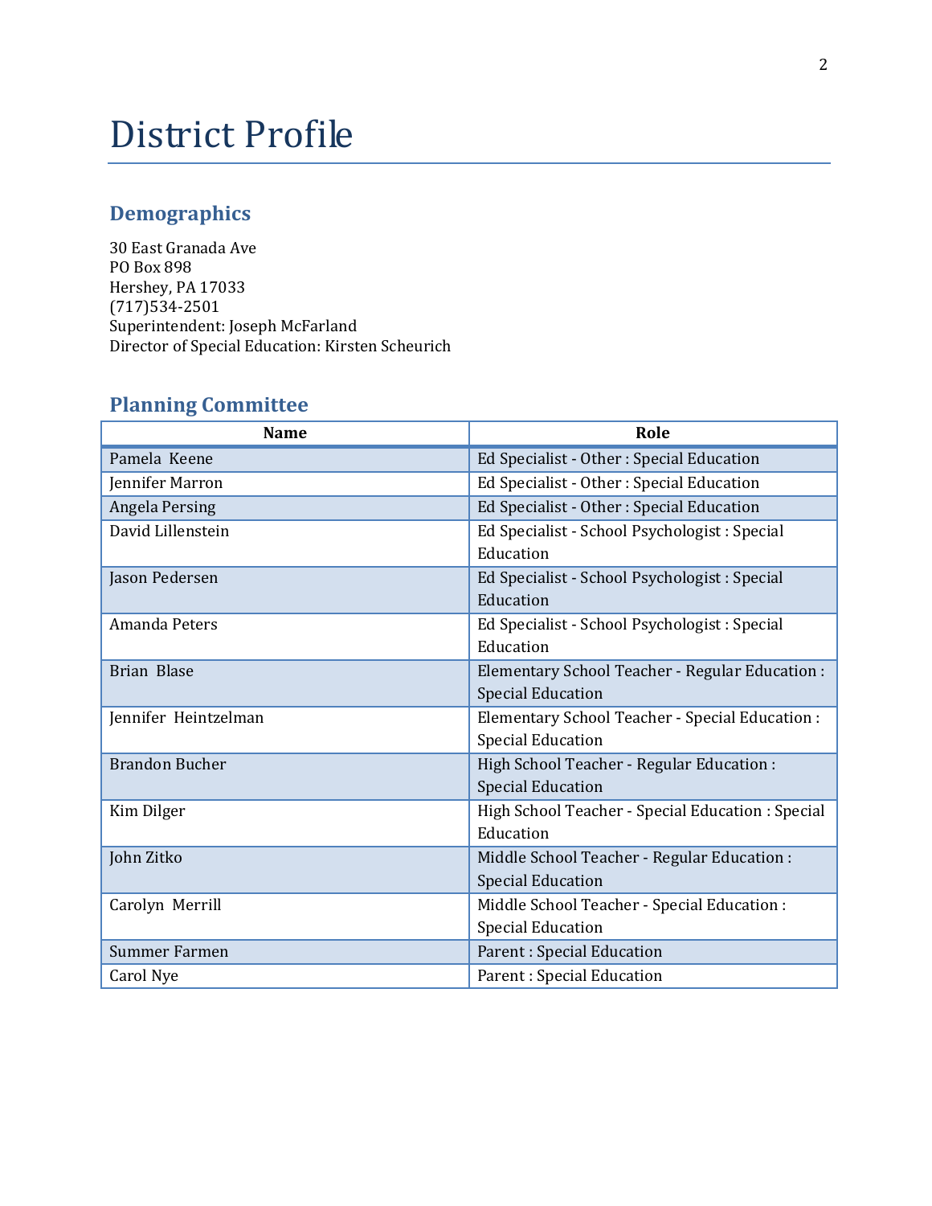# District Profile

## Demographics

30 East Granada Ave
PO Box 898
Hershey, PA 17033
(717)534-2501
Superintendent: Joseph McFarland
Director of Special Education: Kirsten Scheurich

## Planning Committee

| Name | Role |
|---|---|
| Pamela Keene | Ed Specialist - Other : Special Education |
| Jennifer Marron | Ed Specialist - Other : Special Education |
| Angela Persing | Ed Specialist - Other : Special Education |
| David Lillenstein | Ed Specialist - School Psychologist : Special Education |
| Jason Pedersen | Ed Specialist - School Psychologist : Special Education |
| Amanda Peters | Ed Specialist - School Psychologist : Special Education |
| Brian Blase | Elementary School Teacher - Regular Education : Special Education |
| Jennifer Heintzelman | Elementary School Teacher - Special Education : Special Education |
| Brandon Bucher | High School Teacher - Regular Education : Special Education |
| Kim Dilger | High School Teacher - Special Education : Special Education |
| John Zitko | Middle School Teacher - Regular Education : Special Education |
| Carolyn Merrill | Middle School Teacher - Special Education : Special Education |
| Summer Farmen | Parent : Special Education |
| Carol Nye | Parent : Special Education |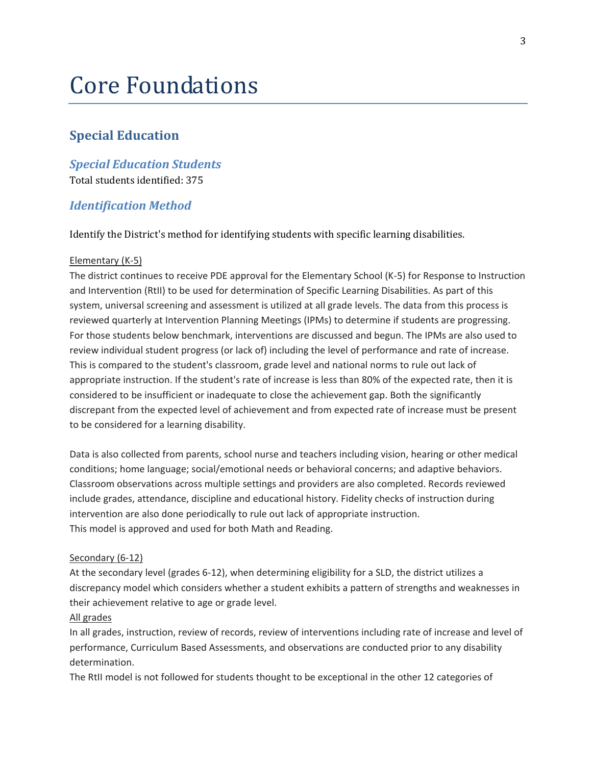# Core Foundations

## Special Education

### *Special Education Students*

Total students identified: 375

### *Identification Method*

Identify the District's method for identifying students with specific learning disabilities.

Elementary (K-5)

The district continues to receive PDE approval for the Elementary School (K-5) for Response to Instruction and Intervention (RtII) to be used for determination of Specific Learning Disabilities. As part of this system, universal screening and assessment is utilized at all grade levels. The data from this process is reviewed quarterly at Intervention Planning Meetings (IPMs) to determine if students are progressing. For those students below benchmark, interventions are discussed and begun. The IPMs are also used to review individual student progress (or lack of) including the level of performance and rate of increase. This is compared to the student's classroom, grade level and national norms to rule out lack of appropriate instruction. If the student's rate of increase is less than 80% of the expected rate, then it is considered to be insufficient or inadequate to close the achievement gap. Both the significantly discrepant from the expected level of achievement and from expected rate of increase must be present to be considered for a learning disability.

Data is also collected from parents, school nurse and teachers including vision, hearing or other medical conditions; home language; social/emotional needs or behavioral concerns; and adaptive behaviors. Classroom observations across multiple settings and providers are also completed. Records reviewed include grades, attendance, discipline and educational history. Fidelity checks of instruction during intervention are also done periodically to rule out lack of appropriate instruction.
This model is approved and used for both Math and Reading.

Secondary (6-12)

At the secondary level (grades 6-12), when determining eligibility for a SLD, the district utilizes a discrepancy model which considers whether a student exhibits a pattern of strengths and weaknesses in their achievement relative to age or grade level.

All grades

In all grades, instruction, review of records, review of interventions including rate of increase and level of performance, Curriculum Based Assessments, and observations are conducted prior to any disability determination.

The RtII model is not followed for students thought to be exceptional in the other 12 categories of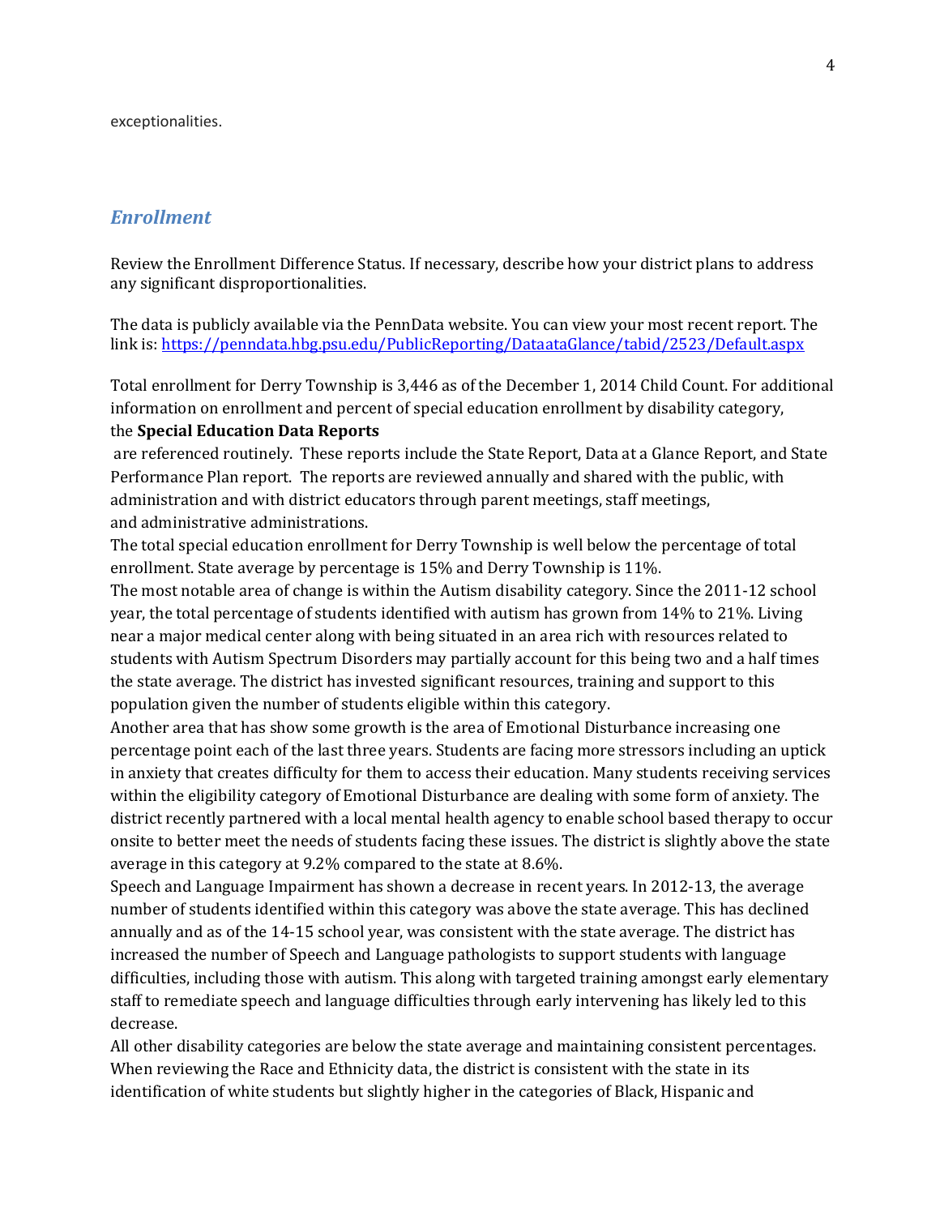exceptionalities.

## *Enrollment*

Review the Enrollment Difference Status. If necessary, describe how your district plans to address any significant disproportionalities.

The data is publicly available via the PennData website. You can view your most recent report. The link is: https://penndata.hbg.psu.edu/PublicReporting/DataataGlance/tabid/2523/Default.aspx

Total enrollment for Derry Township is 3,446 as of the December 1, 2014 Child Count. For additional information on enrollment and percent of special education enrollment by disability category, the **Special Education Data Reports**
are referenced routinely. These reports include the State Report, Data at a Glance Report, and State Performance Plan report. The reports are reviewed annually and shared with the public, with administration and with district educators through parent meetings, staff meetings, and administrative administrations.
The total special education enrollment for Derry Township is well below the percentage of total enrollment. State average by percentage is 15% and Derry Township is 11%.
The most notable area of change is within the Autism disability category. Since the 2011-12 school year, the total percentage of students identified with autism has grown from 14% to 21%. Living near a major medical center along with being situated in an area rich with resources related to students with Autism Spectrum Disorders may partially account for this being two and a half times the state average. The district has invested significant resources, training and support to this population given the number of students eligible within this category.
Another area that has show some growth is the area of Emotional Disturbance increasing one percentage point each of the last three years. Students are facing more stressors including an uptick in anxiety that creates difficulty for them to access their education. Many students receiving services within the eligibility category of Emotional Disturbance are dealing with some form of anxiety. The district recently partnered with a local mental health agency to enable school based therapy to occur onsite to better meet the needs of students facing these issues. The district is slightly above the state average in this category at 9.2% compared to the state at 8.6%.
Speech and Language Impairment has shown a decrease in recent years. In 2012-13, the average number of students identified within this category was above the state average. This has declined annually and as of the 14-15 school year, was consistent with the state average. The district has increased the number of Speech and Language pathologists to support students with language difficulties, including those with autism. This along with targeted training amongst early elementary staff to remediate speech and language difficulties through early intervening has likely led to this decrease.
All other disability categories are below the state average and maintaining consistent percentages. When reviewing the Race and Ethnicity data, the district is consistent with the state in its identification of white students but slightly higher in the categories of Black, Hispanic and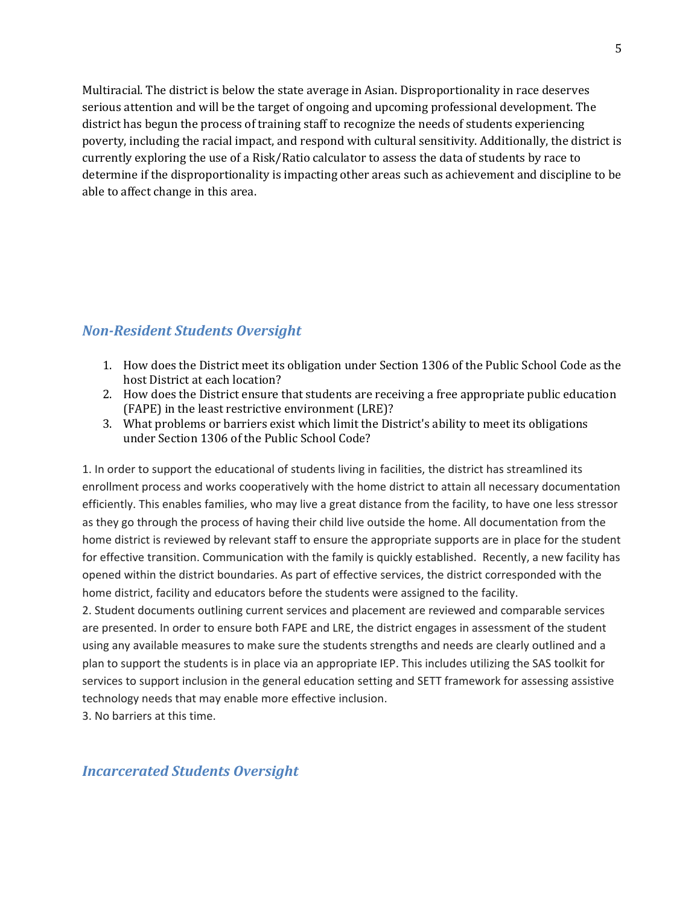Multiracial. The district is below the state average in Asian. Disproportionality in race deserves serious attention and will be the target of ongoing and upcoming professional development. The district has begun the process of training staff to recognize the needs of students experiencing poverty, including the racial impact, and respond with cultural sensitivity. Additionally, the district is currently exploring the use of a Risk/Ratio calculator to assess the data of students by race to determine if the disproportionality is impacting other areas such as achievement and discipline to be able to affect change in this area.

## *Non-Resident Students Oversight*

1. How does the District meet its obligation under Section 1306 of the Public School Code as the host District at each location?
2. How does the District ensure that students are receiving a free appropriate public education (FAPE) in the least restrictive environment (LRE)?
3. What problems or barriers exist which limit the District's ability to meet its obligations under Section 1306 of the Public School Code?

1. In order to support the educational of students living in facilities, the district has streamlined its enrollment process and works cooperatively with the home district to attain all necessary documentation efficiently. This enables families, who may live a great distance from the facility, to have one less stressor as they go through the process of having their child live outside the home. All documentation from the home district is reviewed by relevant staff to ensure the appropriate supports are in place for the student for effective transition. Communication with the family is quickly established. Recently, a new facility has opened within the district boundaries. As part of effective services, the district corresponded with the home district, facility and educators before the students were assigned to the facility.
2. Student documents outlining current services and placement are reviewed and comparable services are presented. In order to ensure both FAPE and LRE, the district engages in assessment of the student using any available measures to make sure the students strengths and needs are clearly outlined and a plan to support the students is in place via an appropriate IEP. This includes utilizing the SAS toolkit for services to support inclusion in the general education setting and SETT framework for assessing assistive technology needs that may enable more effective inclusion.
3. No barriers at this time.

## *Incarcerated Students Oversight*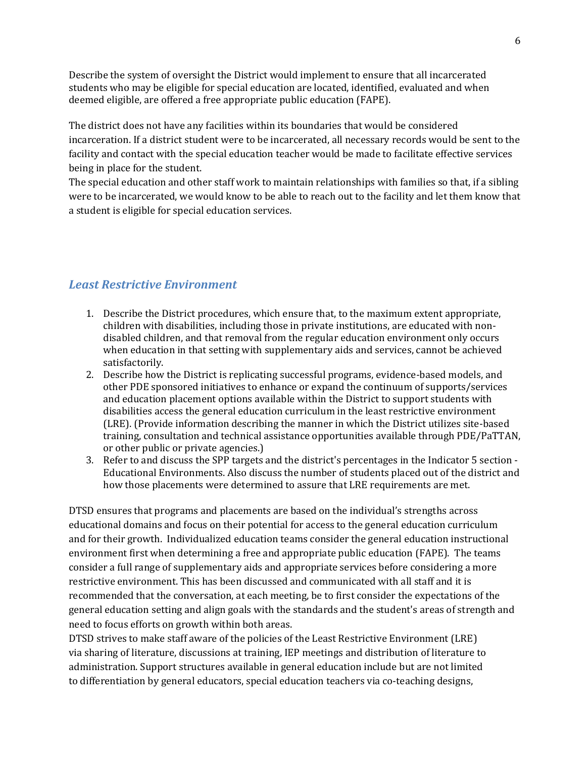Describe the system of oversight the District would implement to ensure that all incarcerated students who may be eligible for special education are located, identified, evaluated and when deemed eligible, are offered a free appropriate public education (FAPE).

The district does not have any facilities within its boundaries that would be considered incarceration. If a district student were to be incarcerated, all necessary records would be sent to the facility and contact with the special education teacher would be made to facilitate effective services being in place for the student.
The special education and other staff work to maintain relationships with families so that, if a sibling were to be incarcerated, we would know to be able to reach out to the facility and let them know that a student is eligible for special education services.

## *Least Restrictive Environment*

1. Describe the District procedures, which ensure that, to the maximum extent appropriate, children with disabilities, including those in private institutions, are educated with non-disabled children, and that removal from the regular education environment only occurs when education in that setting with supplementary aids and services, cannot be achieved satisfactorily.
2. Describe how the District is replicating successful programs, evidence-based models, and other PDE sponsored initiatives to enhance or expand the continuum of supports/services and education placement options available within the District to support students with disabilities access the general education curriculum in the least restrictive environment (LRE). (Provide information describing the manner in which the District utilizes site-based training, consultation and technical assistance opportunities available through PDE/PaTTAN, or other public or private agencies.)
3. Refer to and discuss the SPP targets and the district's percentages in the Indicator 5 section - Educational Environments. Also discuss the number of students placed out of the district and how those placements were determined to assure that LRE requirements are met.

DTSD ensures that programs and placements are based on the individual's strengths across educational domains and focus on their potential for access to the general education curriculum and for their growth. Individualized education teams consider the general education instructional environment first when determining a free and appropriate public education (FAPE). The teams consider a full range of supplementary aids and appropriate services before considering a more restrictive environment. This has been discussed and communicated with all staff and it is recommended that the conversation, at each meeting, be to first consider the expectations of the general education setting and align goals with the standards and the student's areas of strength and need to focus efforts on growth within both areas.
DTSD strives to make staff aware of the policies of the Least Restrictive Environment (LRE) via sharing of literature, discussions at training, IEP meetings and distribution of literature to administration. Support structures available in general education include but are not limited to differentiation by general educators, special education teachers via co-teaching designs,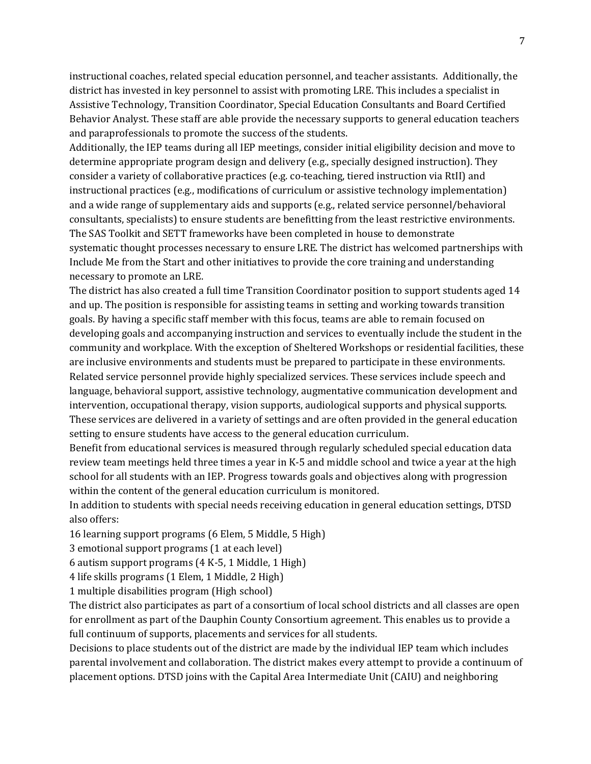instructional coaches, related special education personnel, and teacher assistants. Additionally, the district has invested in key personnel to assist with promoting LRE. This includes a specialist in Assistive Technology, Transition Coordinator, Special Education Consultants and Board Certified Behavior Analyst. These staff are able provide the necessary supports to general education teachers and paraprofessionals to promote the success of the students.

Additionally, the IEP teams during all IEP meetings, consider initial eligibility decision and move to determine appropriate program design and delivery (e.g., specially designed instruction). They consider a variety of collaborative practices (e.g. co-teaching, tiered instruction via RtII) and instructional practices (e.g., modifications of curriculum or assistive technology implementation) and a wide range of supplementary aids and supports (e.g., related service personnel/behavioral consultants, specialists) to ensure students are benefitting from the least restrictive environments. The SAS Toolkit and SETT frameworks have been completed in house to demonstrate systematic thought processes necessary to ensure LRE. The district has welcomed partnerships with Include Me from the Start and other initiatives to provide the core training and understanding necessary to promote an LRE.

The district has also created a full time Transition Coordinator position to support students aged 14 and up. The position is responsible for assisting teams in setting and working towards transition goals. By having a specific staff member with this focus, teams are able to remain focused on developing goals and accompanying instruction and services to eventually include the student in the community and workplace. With the exception of Sheltered Workshops or residential facilities, these are inclusive environments and students must be prepared to participate in these environments.

Related service personnel provide highly specialized services. These services include speech and language, behavioral support, assistive technology, augmentative communication development and intervention, occupational therapy, vision supports, audiological supports and physical supports. These services are delivered in a variety of settings and are often provided in the general education setting to ensure students have access to the general education curriculum.

Benefit from educational services is measured through regularly scheduled special education data review team meetings held three times a year in K-5 and middle school and twice a year at the high school for all students with an IEP. Progress towards goals and objectives along with progression within the content of the general education curriculum is monitored.

In addition to students with special needs receiving education in general education settings, DTSD also offers:

16 learning support programs (6 Elem, 5 Middle, 5 High)
3 emotional support programs (1 at each level)
6 autism support programs (4 K-5, 1 Middle, 1 High)
4 life skills programs (1 Elem, 1 Middle, 2 High)
1 multiple disabilities program (High school)

The district also participates as part of a consortium of local school districts and all classes are open for enrollment as part of the Dauphin County Consortium agreement. This enables us to provide a full continuum of supports, placements and services for all students.

Decisions to place students out of the district are made by the individual IEP team which includes parental involvement and collaboration. The district makes every attempt to provide a continuum of placement options. DTSD joins with the Capital Area Intermediate Unit (CAIU) and neighboring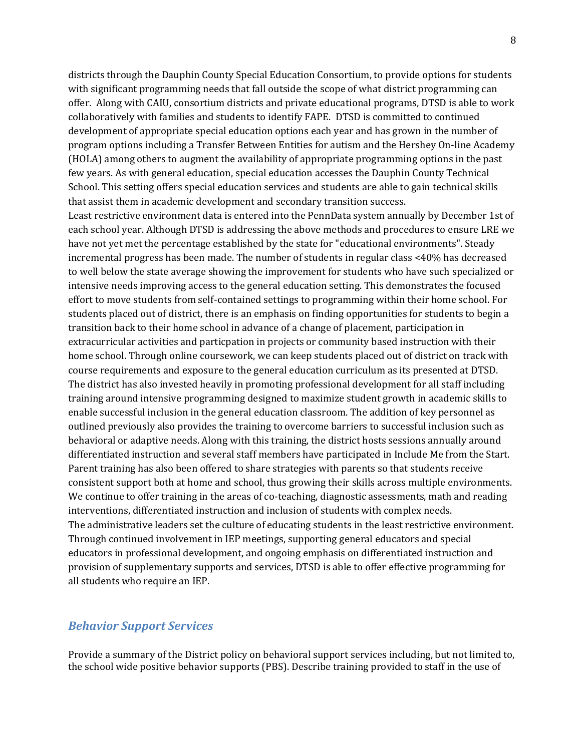districts through the Dauphin County Special Education Consortium, to provide options for students with significant programming needs that fall outside the scope of what district programming can offer. Along with CAIU, consortium districts and private educational programs, DTSD is able to work collaboratively with families and students to identify FAPE. DTSD is committed to continued development of appropriate special education options each year and has grown in the number of program options including a Transfer Between Entities for autism and the Hershey On-line Academy (HOLA) among others to augment the availability of appropriate programming options in the past few years. As with general education, special education accesses the Dauphin County Technical School. This setting offers special education services and students are able to gain technical skills that assist them in academic development and secondary transition success.

Least restrictive environment data is entered into the PennData system annually by December 1st of each school year. Although DTSD is addressing the above methods and procedures to ensure LRE we have not yet met the percentage established by the state for "educational environments". Steady incremental progress has been made. The number of students in regular class <40% has decreased to well below the state average showing the improvement for students who have such specialized or intensive needs improving access to the general education setting. This demonstrates the focused effort to move students from self-contained settings to programming within their home school. For students placed out of district, there is an emphasis on finding opportunities for students to begin a transition back to their home school in advance of a change of placement, participation in extracurricular activities and particpation in projects or community based instruction with their home school. Through online coursework, we can keep students placed out of district on track with course requirements and exposure to the general education curriculum as its presented at DTSD. The district has also invested heavily in promoting professional development for all staff including training around intensive programming designed to maximize student growth in academic skills to enable successful inclusion in the general education classroom. The addition of key personnel as outlined previously also provides the training to overcome barriers to successful inclusion such as behavioral or adaptive needs. Along with this training, the district hosts sessions annually around differentiated instruction and several staff members have participated in Include Me from the Start. Parent training has also been offered to share strategies with parents so that students receive consistent support both at home and school, thus growing their skills across multiple environments. We continue to offer training in the areas of co-teaching, diagnostic assessments, math and reading interventions, differentiated instruction and inclusion of students with complex needs.

The administrative leaders set the culture of educating students in the least restrictive environment. Through continued involvement in IEP meetings, supporting general educators and special educators in professional development, and ongoing emphasis on differentiated instruction and provision of supplementary supports and services, DTSD is able to offer effective programming for all students who require an IEP.

## *Behavior Support Services*

Provide a summary of the District policy on behavioral support services including, but not limited to, the school wide positive behavior supports (PBS). Describe training provided to staff in the use of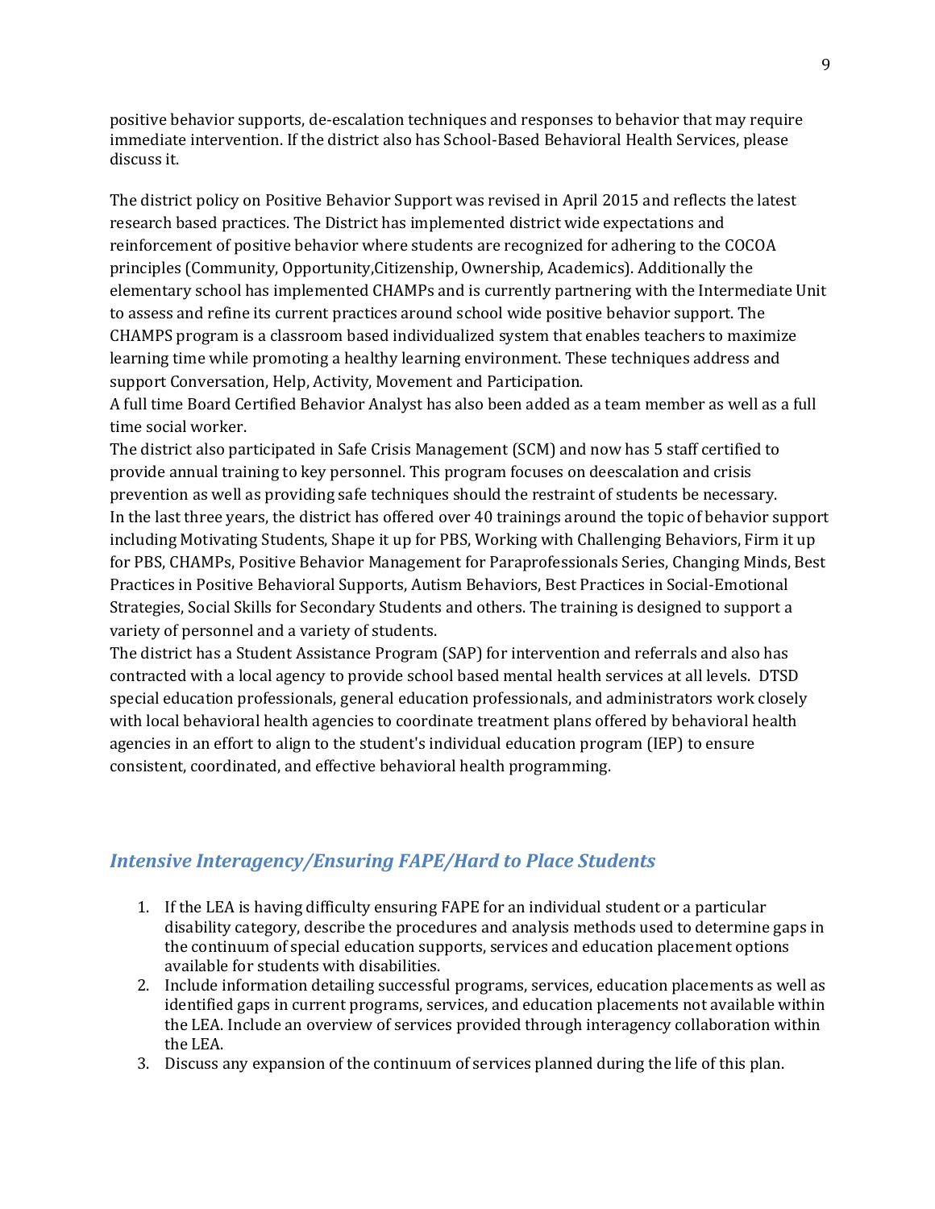positive behavior supports, de-escalation techniques and responses to behavior that may require immediate intervention. If the district also has School-Based Behavioral Health Services, please discuss it.

The district policy on Positive Behavior Support was revised in April 2015 and reflects the latest research based practices. The District has implemented district wide expectations and reinforcement of positive behavior where students are recognized for adhering to the COCOA principles (Community, Opportunity,Citizenship, Ownership, Academics). Additionally the elementary school has implemented CHAMPs and is currently partnering with the Intermediate Unit to assess and refine its current practices around school wide positive behavior support. The CHAMPS program is a classroom based individualized system that enables teachers to maximize learning time while promoting a healthy learning environment. These techniques address and support Conversation, Help, Activity, Movement and Participation.
A full time Board Certified Behavior Analyst has also been added as a team member as well as a full time social worker.
The district also participated in Safe Crisis Management (SCM) and now has 5 staff certified to provide annual training to key personnel. This program focuses on deescalation and crisis prevention as well as providing safe techniques should the restraint of students be necessary.
In the last three years, the district has offered over 40 trainings around the topic of behavior support including Motivating Students, Shape it up for PBS, Working with Challenging Behaviors, Firm it up for PBS, CHAMPs, Positive Behavior Management for Paraprofessionals Series, Changing Minds, Best Practices in Positive Behavioral Supports, Autism Behaviors, Best Practices in Social-Emotional Strategies, Social Skills for Secondary Students and others. The training is designed to support a variety of personnel and a variety of students.
The district has a Student Assistance Program (SAP) for intervention and referrals and also has contracted with a local agency to provide school based mental health services at all levels. DTSD special education professionals, general education professionals, and administrators work closely with local behavioral health agencies to coordinate treatment plans offered by behavioral health agencies in an effort to align to the student's individual education program (IEP) to ensure consistent, coordinated, and effective behavioral health programming.

## *Intensive Interagency/Ensuring FAPE/Hard to Place Students*

1. If the LEA is having difficulty ensuring FAPE for an individual student or a particular disability category, describe the procedures and analysis methods used to determine gaps in the continuum of special education supports, services and education placement options available for students with disabilities.
2. Include information detailing successful programs, services, education placements as well as identified gaps in current programs, services, and education placements not available within the LEA. Include an overview of services provided through interagency collaboration within the LEA.
3. Discuss any expansion of the continuum of services planned during the life of this plan.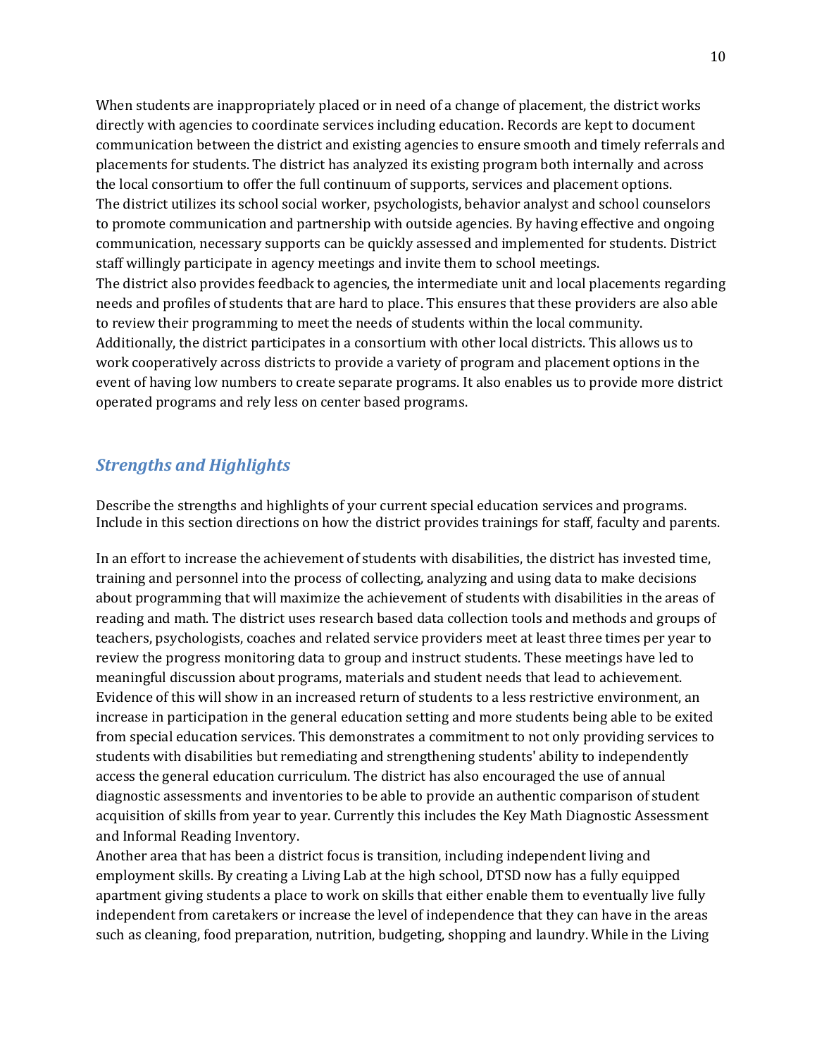When students are inappropriately placed or in need of a change of placement, the district works directly with agencies to coordinate services including education. Records are kept to document communication between the district and existing agencies to ensure smooth and timely referrals and placements for students. The district has analyzed its existing program both internally and across the local consortium to offer the full continuum of supports, services and placement options.
The district utilizes its school social worker, psychologists, behavior analyst and school counselors to promote communication and partnership with outside agencies. By having effective and ongoing communication, necessary supports can be quickly assessed and implemented for students. District staff willingly participate in agency meetings and invite them to school meetings.
The district also provides feedback to agencies, the intermediate unit and local placements regarding needs and profiles of students that are hard to place. This ensures that these providers are also able to review their programming to meet the needs of students within the local community.
Additionally, the district participates in a consortium with other local districts. This allows us to work cooperatively across districts to provide a variety of program and placement options in the event of having low numbers to create separate programs. It also enables us to provide more district operated programs and rely less on center based programs.

## *Strengths and Highlights*

Describe the strengths and highlights of your current special education services and programs. Include in this section directions on how the district provides trainings for staff, faculty and parents.

In an effort to increase the achievement of students with disabilities, the district has invested time, training and personnel into the process of collecting, analyzing and using data to make decisions about programming that will maximize the achievement of students with disabilities in the areas of reading and math. The district uses research based data collection tools and methods and groups of teachers, psychologists, coaches and related service providers meet at least three times per year to review the progress monitoring data to group and instruct students. These meetings have led to meaningful discussion about programs, materials and student needs that lead to achievement. Evidence of this will show in an increased return of students to a less restrictive environment, an increase in participation in the general education setting and more students being able to be exited from special education services. This demonstrates a commitment to not only providing services to students with disabilities but remediating and strengthening students' ability to independently access the general education curriculum. The district has also encouraged the use of annual diagnostic assessments and inventories to be able to provide an authentic comparison of student acquisition of skills from year to year. Currently this includes the Key Math Diagnostic Assessment and Informal Reading Inventory.
Another area that has been a district focus is transition, including independent living and employment skills. By creating a Living Lab at the high school, DTSD now has a fully equipped apartment giving students a place to work on skills that either enable them to eventually live fully independent from caretakers or increase the level of independence that they can have in the areas such as cleaning, food preparation, nutrition, budgeting, shopping and laundry. While in the Living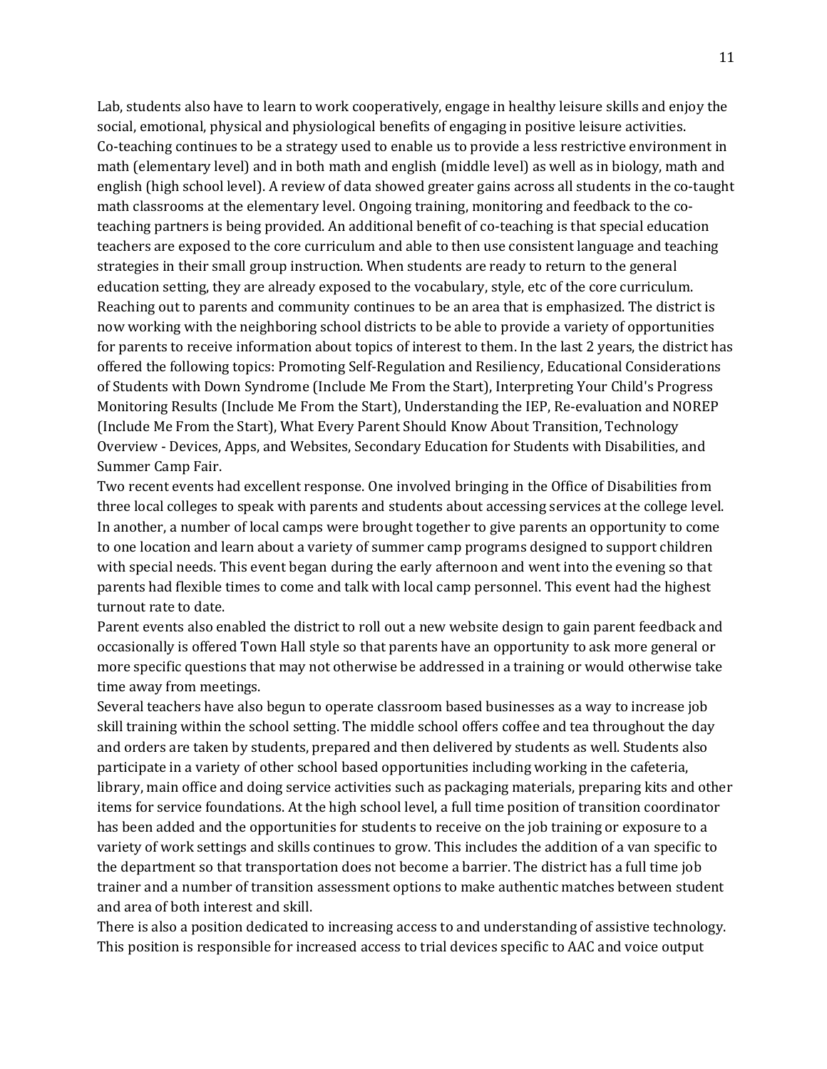Lab, students also have to learn to work cooperatively, engage in healthy leisure skills and enjoy the social, emotional, physical and physiological benefits of engaging in positive leisure activities.

Co-teaching continues to be a strategy used to enable us to provide a less restrictive environment in math (elementary level) and in both math and english (middle level) as well as in biology, math and english (high school level). A review of data showed greater gains across all students in the co-taught math classrooms at the elementary level. Ongoing training, monitoring and feedback to the co-teaching partners is being provided. An additional benefit of co-teaching is that special education teachers are exposed to the core curriculum and able to then use consistent language and teaching strategies in their small group instruction. When students are ready to return to the general education setting, they are already exposed to the vocabulary, style, etc of the core curriculum.

Reaching out to parents and community continues to be an area that is emphasized. The district is now working with the neighboring school districts to be able to provide a variety of opportunities for parents to receive information about topics of interest to them. In the last 2 years, the district has offered the following topics: Promoting Self-Regulation and Resiliency, Educational Considerations of Students with Down Syndrome (Include Me From the Start), Interpreting Your Child's Progress Monitoring Results (Include Me From the Start), Understanding the IEP, Re-evaluation and NOREP (Include Me From the Start), What Every Parent Should Know About Transition, Technology Overview - Devices, Apps, and Websites, Secondary Education for Students with Disabilities, and Summer Camp Fair.

Two recent events had excellent response. One involved bringing in the Office of Disabilities from three local colleges to speak with parents and students about accessing services at the college level. In another, a number of local camps were brought together to give parents an opportunity to come to one location and learn about a variety of summer camp programs designed to support children with special needs. This event began during the early afternoon and went into the evening so that parents had flexible times to come and talk with local camp personnel. This event had the highest turnout rate to date.

Parent events also enabled the district to roll out a new website design to gain parent feedback and occasionally is offered Town Hall style so that parents have an opportunity to ask more general or more specific questions that may not otherwise be addressed in a training or would otherwise take time away from meetings.

Several teachers have also begun to operate classroom based businesses as a way to increase job skill training within the school setting. The middle school offers coffee and tea throughout the day and orders are taken by students, prepared and then delivered by students as well. Students also participate in a variety of other school based opportunities including working in the cafeteria, library, main office and doing service activities such as packaging materials, preparing kits and other items for service foundations. At the high school level, a full time position of transition coordinator has been added and the opportunities for students to receive on the job training or exposure to a variety of work settings and skills continues to grow. This includes the addition of a van specific to the department so that transportation does not become a barrier. The district has a full time job trainer and a number of transition assessment options to make authentic matches between student and area of both interest and skill.

There is also a position dedicated to increasing access to and understanding of assistive technology. This position is responsible for increased access to trial devices specific to AAC and voice output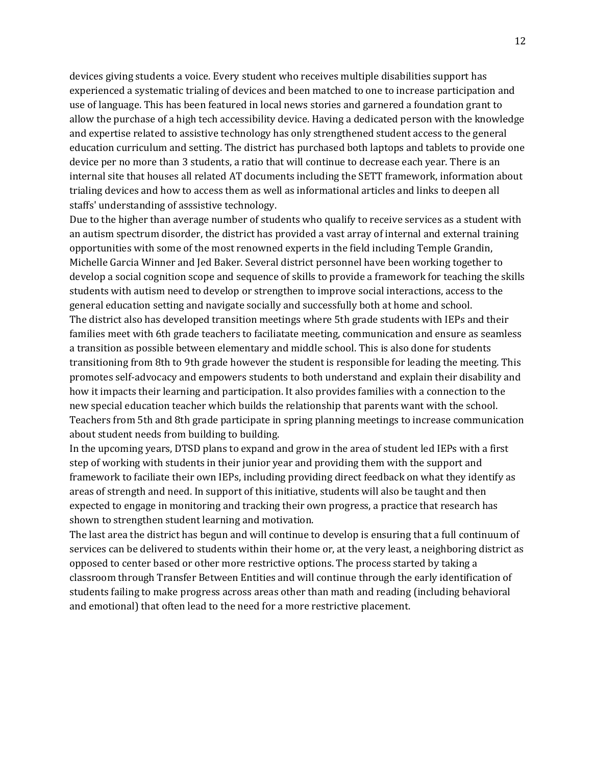devices giving students a voice. Every student who receives multiple disabilities support has experienced a systematic trialing of devices and been matched to one to increase participation and use of language. This has been featured in local news stories and garnered a foundation grant to allow the purchase of a high tech accessibility device. Having a dedicated person with the knowledge and expertise related to assistive technology has only strengthened student access to the general education curriculum and setting. The district has purchased both laptops and tablets to provide one device per no more than 3 students, a ratio that will continue to decrease each year. There is an internal site that houses all related AT documents including the SETT framework, information about trialing devices and how to access them as well as informational articles and links to deepen all staffs' understanding of asssistive technology.

Due to the higher than average number of students who qualify to receive services as a student with an autism spectrum disorder, the district has provided a vast array of internal and external training opportunities with some of the most renowned experts in the field including Temple Grandin, Michelle Garcia Winner and Jed Baker. Several district personnel have been working together to develop a social cognition scope and sequence of skills to provide a framework for teaching the skills students with autism need to develop or strengthen to improve social interactions, access to the general education setting and navigate socially and successfully both at home and school.

The district also has developed transition meetings where 5th grade students with IEPs and their families meet with 6th grade teachers to faciliatate meeting, communication and ensure as seamless a transition as possible between elementary and middle school. This is also done for students transitioning from 8th to 9th grade however the student is responsible for leading the meeting. This promotes self-advocacy and empowers students to both understand and explain their disability and how it impacts their learning and participation. It also provides families with a connection to the new special education teacher which builds the relationship that parents want with the school. Teachers from 5th and 8th grade participate in spring planning meetings to increase communication about student needs from building to building.

In the upcoming years, DTSD plans to expand and grow in the area of student led IEPs with a first step of working with students in their junior year and providing them with the support and framework to faciliate their own IEPs, including providing direct feedback on what they identify as areas of strength and need. In support of this initiative, students will also be taught and then expected to engage in monitoring and tracking their own progress, a practice that research has shown to strengthen student learning and motivation.

The last area the district has begun and will continue to develop is ensuring that a full continuum of services can be delivered to students within their home or, at the very least, a neighboring district as opposed to center based or other more restrictive options. The process started by taking a classroom through Transfer Between Entities and will continue through the early identification of students failing to make progress across areas other than math and reading (including behavioral and emotional) that often lead to the need for a more restrictive placement.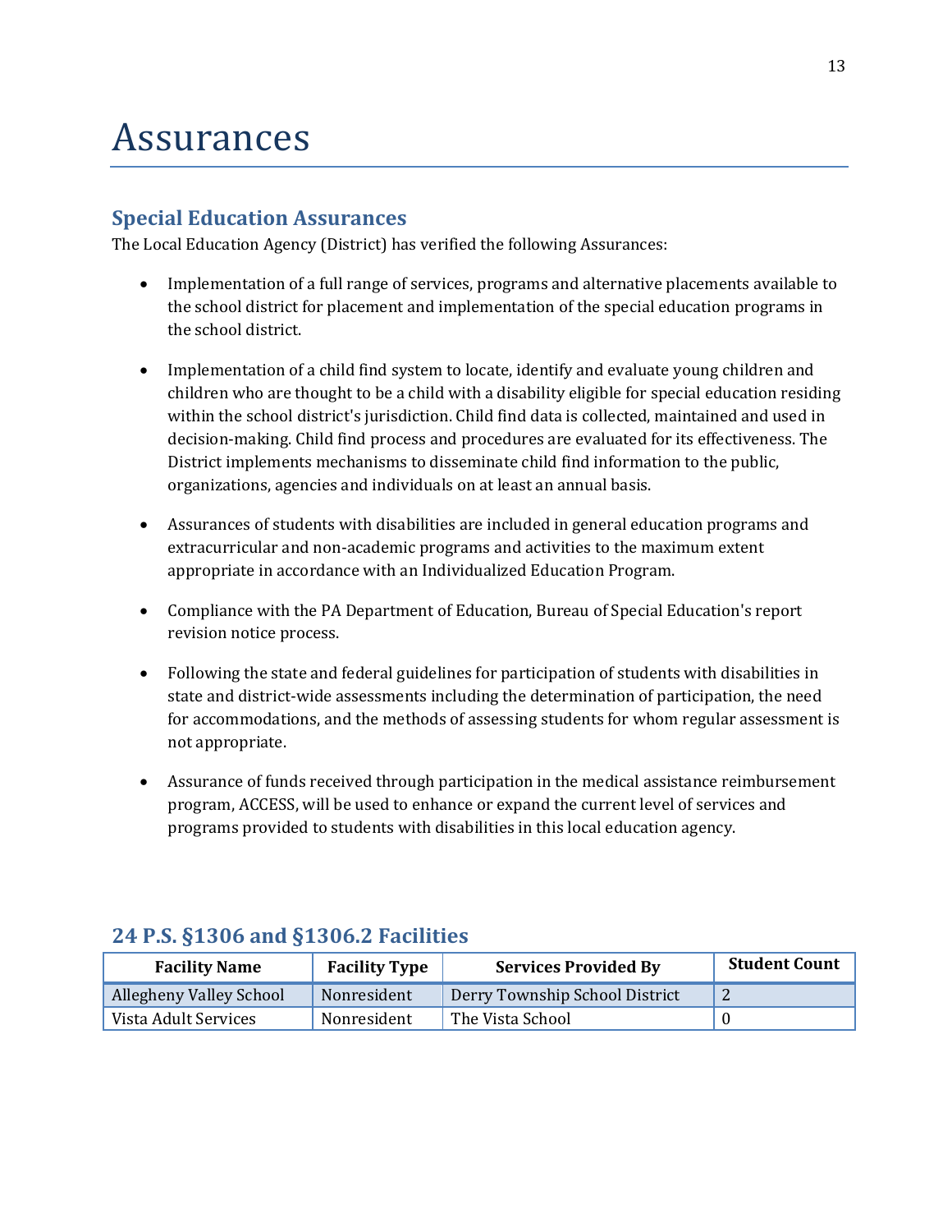# Assurances

## Special Education Assurances

The Local Education Agency (District) has verified the following Assurances:

- Implementation of a full range of services, programs and alternative placements available to the school district for placement and implementation of the special education programs in the school district.
- Implementation of a child find system to locate, identify and evaluate young children and children who are thought to be a child with a disability eligible for special education residing within the school district's jurisdiction. Child find data is collected, maintained and used in decision-making. Child find process and procedures are evaluated for its effectiveness. The District implements mechanisms to disseminate child find information to the public, organizations, agencies and individuals on at least an annual basis.
- Assurances of students with disabilities are included in general education programs and extracurricular and non-academic programs and activities to the maximum extent appropriate in accordance with an Individualized Education Program.
- Compliance with the PA Department of Education, Bureau of Special Education's report revision notice process.
- Following the state and federal guidelines for participation of students with disabilities in state and district-wide assessments including the determination of participation, the need for accommodations, and the methods of assessing students for whom regular assessment is not appropriate.
- Assurance of funds received through participation in the medical assistance reimbursement program, ACCESS, will be used to enhance or expand the current level of services and programs provided to students with disabilities in this local education agency.

## 24 P.S. §1306 and §1306.2 Facilities

| Facility Name | Facility Type | Services Provided By | Student Count |
|---|---|---|---|
| Allegheny Valley School | Nonresident | Derry Township School District | 2 |
| Vista Adult Services | Nonresident | The Vista School | 0 |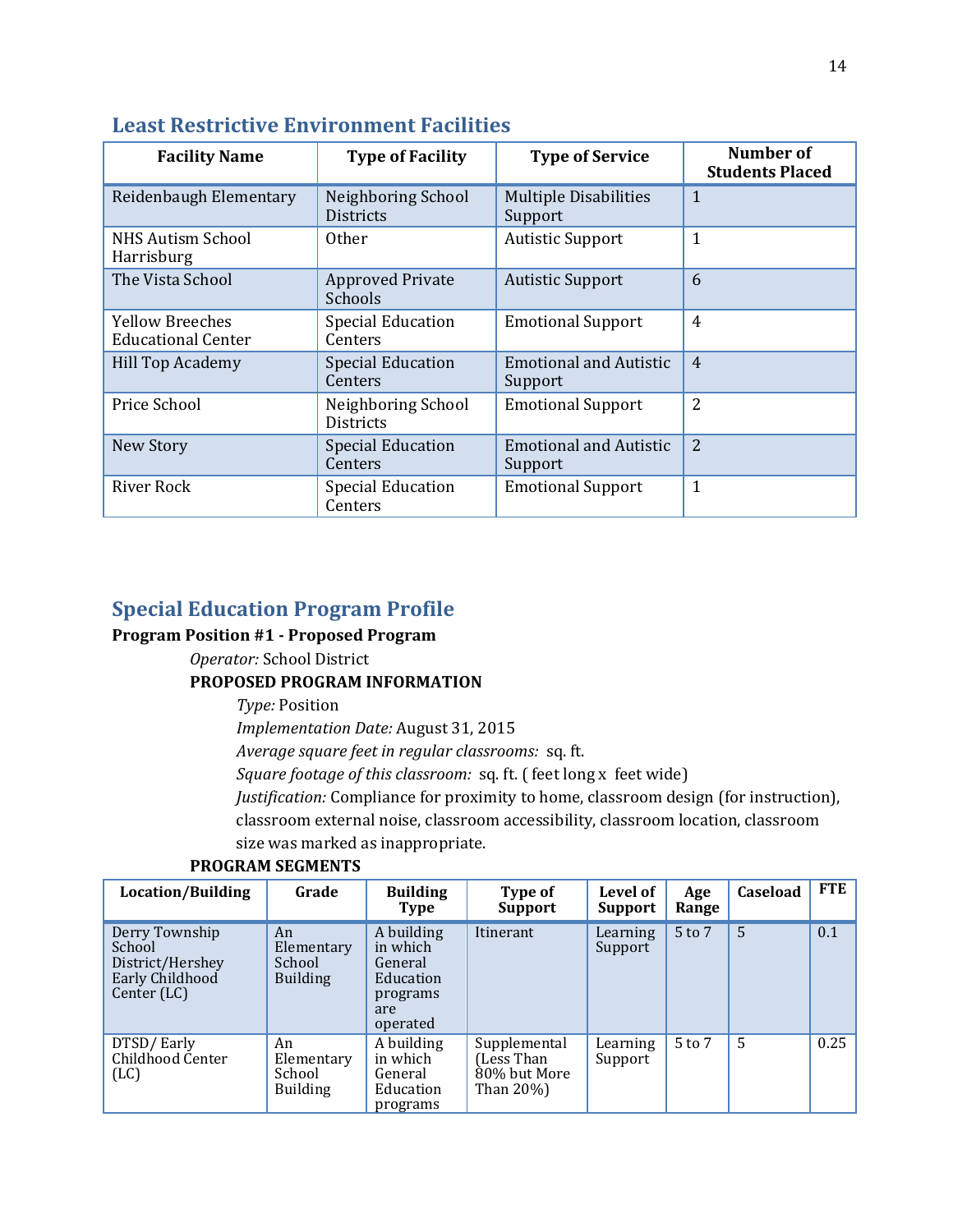## Least Restrictive Environment Facilities

| Facility Name | Type of Facility | Type of Service | Number of Students Placed |
|---|---|---|---|
| Reidenbaugh Elementary | Neighboring School Districts | Multiple Disabilities Support | 1 |
| NHS Autism School Harrisburg | Other | Autistic Support | 1 |
| The Vista School | Approved Private Schools | Autistic Support | 6 |
| Yellow Breeches Educational Center | Special Education Centers | Emotional Support | 4 |
| Hill Top Academy | Special Education Centers | Emotional and Autistic Support | 4 |
| Price School | Neighboring School Districts | Emotional Support | 2 |
| New Story | Special Education Centers | Emotional and Autistic Support | 2 |
| River Rock | Special Education Centers | Emotional Support | 1 |

## Special Education Program Profile

**Program Position #1 - Proposed Program**

*Operator:* School District

**PROPOSED PROGRAM INFORMATION**

*Type:* Position

*Implementation Date:* August 31, 2015

*Average square feet in regular classrooms:* sq. ft.

*Square footage of this classroom:* sq. ft. ( feet long x feet wide)

*Justification:* Compliance for proximity to home, classroom design (for instruction), classroom external noise, classroom accessibility, classroom location, classroom size was marked as inappropriate.

**PROGRAM SEGMENTS**

| Location/Building | Grade | Building Type | Type of Support | Level of Support | Age Range | Caseload | FTE |
|---|---|---|---|---|---|---|---|
| Derry Township School District/Hershey Early Childhood Center (LC) | An Elementary School Building | A building in which General Education programs are operated | Itinerant | Learning Support | 5 to 7 | 5 | 0.1 |
| DTSD/ Early Childhood Center (LC) | An Elementary School Building | A building in which General Education programs | Supplemental (Less Than 80% but More Than 20%) | Learning Support | 5 to 7 | 5 | 0.25 |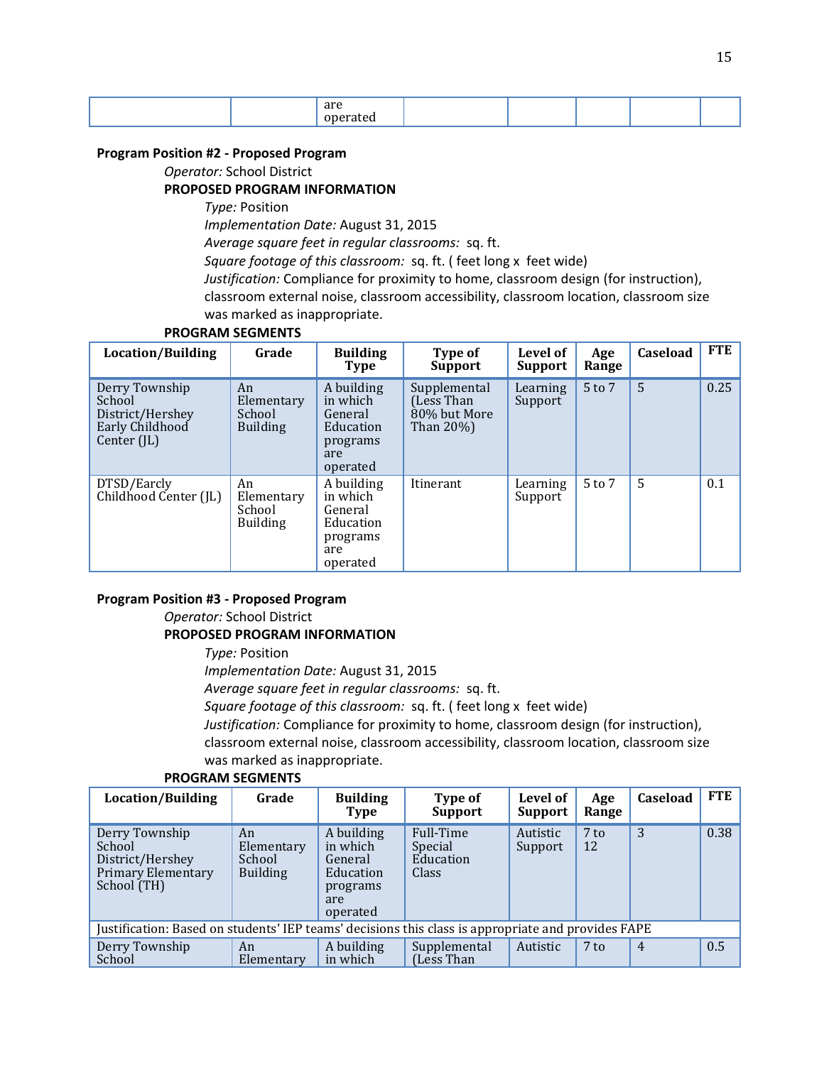| | | are operated | | | | | |
|---|---|---|---|---|---|---|---|

**Program Position #2 - Proposed Program**

*Operator:* School District

**PROPOSED PROGRAM INFORMATION**

*Type:* Position

*Implementation Date:* August 31, 2015

*Average square feet in regular classrooms:* sq. ft.

*Square footage of this classroom:* sq. ft. ( feet long x feet wide)

*Justification:* Compliance for proximity to home, classroom design (for instruction), classroom external noise, classroom accessibility, classroom location, classroom size was marked as inappropriate.

**PROGRAM SEGMENTS**

| Location/Building | Grade | Building Type | Type of Support | Level of Support | Age Range | Caseload | FTE |
|---|---|---|---|---|---|---|---|
| Derry Township School District/Hershey Early Childhood Center (JL) | An Elementary School Building | A building in which General Education programs are operated | Supplemental (Less Than 80% but More Than 20%) | Learning Support | 5 to 7 | 5 | 0.25 |
| DTSD/Earcly Childhood Center (JL) | An Elementary School Building | A building in which General Education programs are operated | Itinerant | Learning Support | 5 to 7 | 5 | 0.1 |

**Program Position #3 - Proposed Program**

*Operator:* School District

**PROPOSED PROGRAM INFORMATION**

*Type:* Position

*Implementation Date:* August 31, 2015

*Average square feet in regular classrooms:* sq. ft.

*Square footage of this classroom:* sq. ft. ( feet long x feet wide)

*Justification:* Compliance for proximity to home, classroom design (for instruction), classroom external noise, classroom accessibility, classroom location, classroom size was marked as inappropriate.

**PROGRAM SEGMENTS**

| Location/Building | Grade | Building Type | Type of Support | Level of Support | Age Range | Caseload | FTE |
|---|---|---|---|---|---|---|---|
| Derry Township School District/Hershey Primary Elementary School (TH) | An Elementary School Building | A building in which General Education programs are operated | Full-Time Special Education Class | Autistic Support | 7 to 12 | 3 | 0.38 |
| Justification: Based on students' IEP teams' decisions this class is appropriate and provides FAPE | | | | | | | |
| Derry Township School | An Elementary | A building in which | Supplemental (Less Than | Autistic | 7 to | 4 | 0.5 |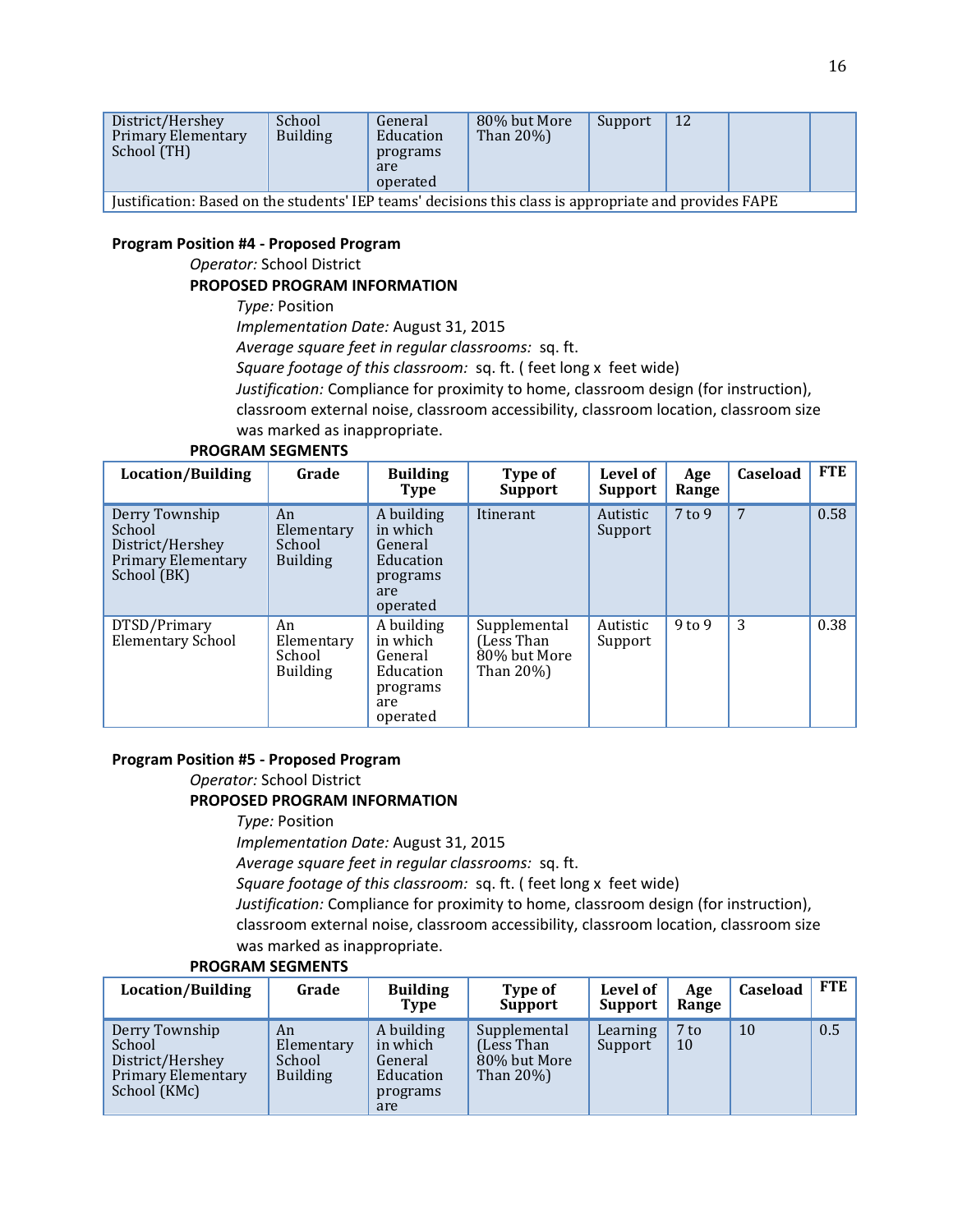| District/Hershey Primary Elementary School (TH) | School Building | General Education programs are operated | 80% but More Than 20%) | Support | 12 | | |
|---|---|---|---|---|---|---|---|
| Justification: Based on the students' IEP teams' decisions this class is appropriate and provides FAPE | | | | | | | |

**Program Position #4 - Proposed Program**

*Operator:* School District

**PROPOSED PROGRAM INFORMATION**

*Type:* Position

*Implementation Date:* August 31, 2015

*Average square feet in regular classrooms:* sq. ft.

*Square footage of this classroom:* sq. ft. ( feet long x feet wide)

*Justification:* Compliance for proximity to home, classroom design (for instruction), classroom external noise, classroom accessibility, classroom location, classroom size was marked as inappropriate.

**PROGRAM SEGMENTS**

| Location/Building | Grade | Building Type | Type of Support | Level of Support | Age Range | Caseload | FTE |
|---|---|---|---|---|---|---|---|
| Derry Township School District/Hershey Primary Elementary School (BK) | An Elementary School Building | A building in which General Education programs are operated | Itinerant | Autistic Support | 7 to 9 | 7 | 0.58 |
| DTSD/Primary Elementary School | An Elementary School Building | A building in which General Education programs are operated | Supplemental (Less Than 80% but More Than 20%) | Autistic Support | 9 to 9 | 3 | 0.38 |

**Program Position #5 - Proposed Program**

*Operator:* School District

**PROPOSED PROGRAM INFORMATION**

*Type:* Position

*Implementation Date:* August 31, 2015

*Average square feet in regular classrooms:* sq. ft.

*Square footage of this classroom:* sq. ft. ( feet long x feet wide)

*Justification:* Compliance for proximity to home, classroom design (for instruction), classroom external noise, classroom accessibility, classroom location, classroom size was marked as inappropriate.

**PROGRAM SEGMENTS**

| Location/Building | Grade | Building Type | Type of Support | Level of Support | Age Range | Caseload | FTE |
|---|---|---|---|---|---|---|---|
| Derry Township School District/Hershey Primary Elementary School (KMc) | An Elementary School Building | A building in which General Education programs are | Supplemental (Less Than 80% but More Than 20%) | Learning Support | 7 to 10 | 10 | 0.5 |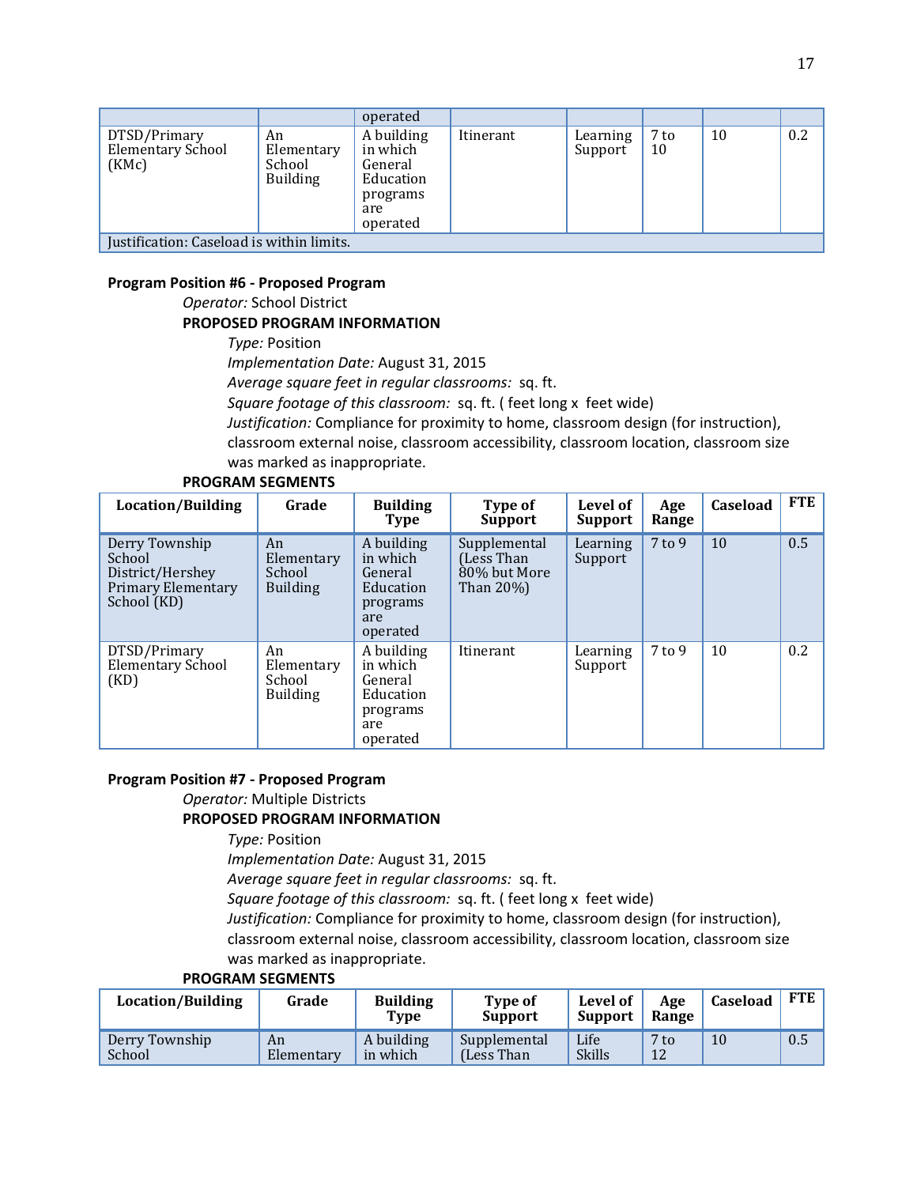| | | operated | | | | | |
|---|---|---|---|---|---|---|---|
| DTSD/Primary Elementary School (KMc) | An Elementary School Building | A building in which General Education programs are operated | Itinerant | Learning Support | 7 to 10 | 10 | 0.2 |
| Justification: Caseload is within limits. | | | | | | | |

**Program Position #6 - Proposed Program**

*Operator:* School District

**PROPOSED PROGRAM INFORMATION**

*Type:* Position

*Implementation Date:* August 31, 2015

*Average square feet in regular classrooms:* sq. ft.

*Square footage of this classroom:* sq. ft. ( feet long x feet wide)

*Justification:* Compliance for proximity to home, classroom design (for instruction), classroom external noise, classroom accessibility, classroom location, classroom size was marked as inappropriate.

**PROGRAM SEGMENTS**

| Location/Building | Grade | Building Type | Type of Support | Level of Support | Age Range | Caseload | FTE |
|---|---|---|---|---|---|---|---|
| Derry Township School District/Hershey Primary Elementary School (KD) | An Elementary School Building | A building in which General Education programs are operated | Supplemental (Less Than 80% but More Than 20%) | Learning Support | 7 to 9 | 10 | 0.5 |
| DTSD/Primary Elementary School (KD) | An Elementary School Building | A building in which General Education programs are operated | Itinerant | Learning Support | 7 to 9 | 10 | 0.2 |

**Program Position #7 - Proposed Program**

*Operator:* Multiple Districts

**PROPOSED PROGRAM INFORMATION**

*Type:* Position

*Implementation Date:* August 31, 2015

*Average square feet in regular classrooms:* sq. ft.

*Square footage of this classroom:* sq. ft. ( feet long x feet wide)

*Justification:* Compliance for proximity to home, classroom design (for instruction), classroom external noise, classroom accessibility, classroom location, classroom size was marked as inappropriate.

**PROGRAM SEGMENTS**

| Location/Building | Grade | Building Type | Type of Support | Level of Support | Age Range | Caseload | FTE |
|---|---|---|---|---|---|---|---|
| Derry Township School | An Elementary | A building in which | Supplemental (Less Than | Life Skills | 7 to 12 | 10 | 0.5 |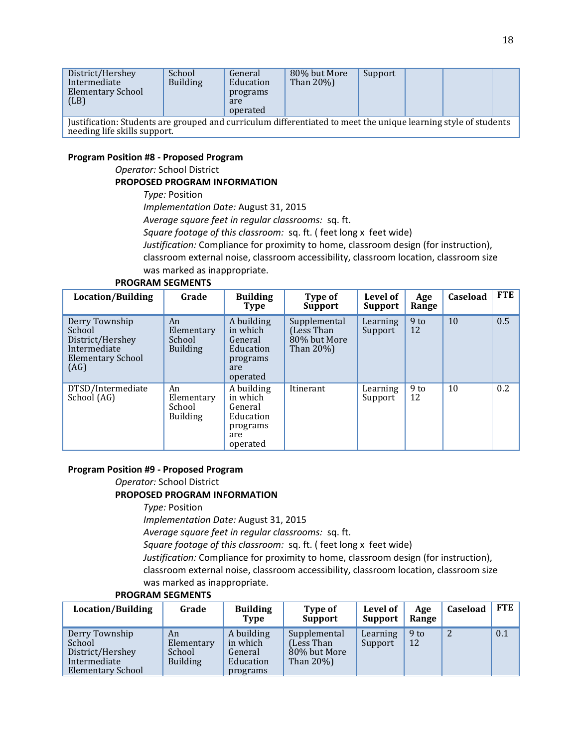| District/Hershey Intermediate Elementary School (LB) | School Building | General Education programs are operated | 80% but More Than 20%) | Support | | | |
|---|---|---|---|---|---|---|---|
| Justification: Students are grouped and curriculum differentiated to meet the unique learning style of students needing life skills support. | | | | | | | |

**Program Position #8 - Proposed Program**

*Operator:* School District

**PROPOSED PROGRAM INFORMATION**

*Type:* Position

*Implementation Date:* August 31, 2015

*Average square feet in regular classrooms:* sq. ft.

*Square footage of this classroom:* sq. ft. ( feet long x feet wide)

*Justification:* Compliance for proximity to home, classroom design (for instruction), classroom external noise, classroom accessibility, classroom location, classroom size was marked as inappropriate.

**PROGRAM SEGMENTS**

| Location/Building | Grade | Building Type | Type of Support | Level of Support | Age Range | Caseload | FTE |
|---|---|---|---|---|---|---|---|
| Derry Township School District/Hershey Intermediate Elementary School (AG) | An Elementary School Building | A building in which General Education programs are operated | Supplemental (Less Than 80% but More Than 20%) | Learning Support | 9 to 12 | 10 | 0.5 |
| DTSD/Intermediate School (AG) | An Elementary School Building | A building in which General Education programs are operated | Itinerant | Learning Support | 9 to 12 | 10 | 0.2 |

**Program Position #9 - Proposed Program**

*Operator:* School District

**PROPOSED PROGRAM INFORMATION**

*Type:* Position

*Implementation Date:* August 31, 2015

*Average square feet in regular classrooms:* sq. ft.

*Square footage of this classroom:* sq. ft. ( feet long x feet wide)

*Justification:* Compliance for proximity to home, classroom design (for instruction), classroom external noise, classroom accessibility, classroom location, classroom size was marked as inappropriate.

**PROGRAM SEGMENTS**

| Location/Building | Grade | Building Type | Type of Support | Level of Support | Age Range | Caseload | FTE |
|---|---|---|---|---|---|---|---|
| Derry Township School District/Hershey Intermediate Elementary School | An Elementary School Building | A building in which General Education programs | Supplemental (Less Than 80% but More Than 20%) | Learning Support | 9 to 12 | 2 | 0.1 |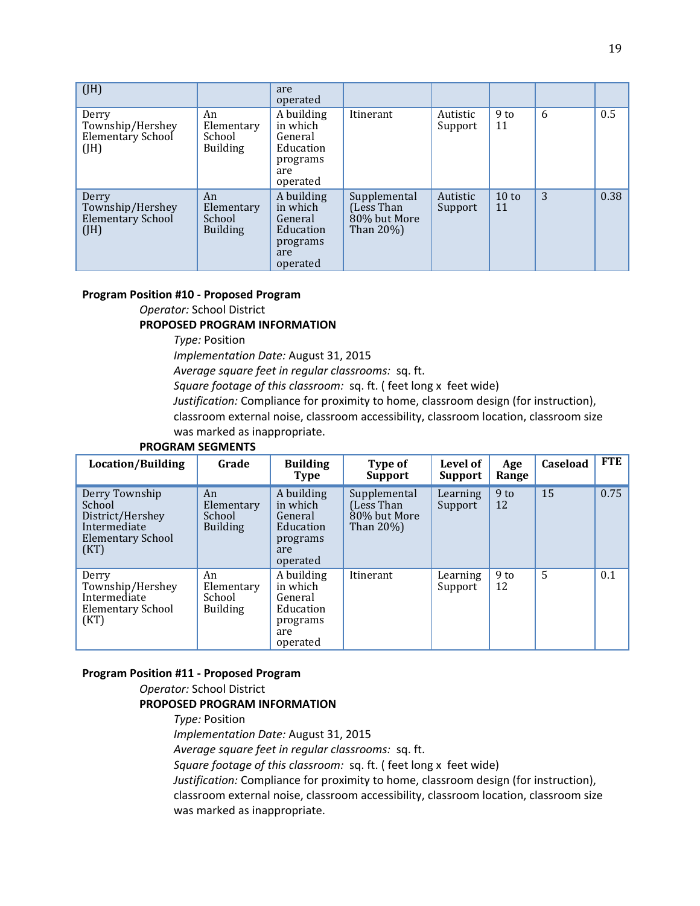| | | | | | | | |
|---|---|---|---|---|---|---|---|
| (JH) | | are operated | | | | | |
| Derry Township/Hershey Elementary School (JH) | An Elementary School Building | A building in which General Education programs are operated | Itinerant | Autistic Support | 9 to 11 | 6 | 0.5 |
| Derry Township/Hershey Elementary School (JH) | An Elementary School Building | A building in which General Education programs are operated | Supplemental (Less Than 80% but More Than 20%) | Autistic Support | 10 to 11 | 3 | 0.38 |

**Program Position #10 - Proposed Program**

*Operator:* School District

**PROPOSED PROGRAM INFORMATION**

*Type:* Position

*Implementation Date:* August 31, 2015

*Average square feet in regular classrooms:* sq. ft.

*Square footage of this classroom:* sq. ft. ( feet long x feet wide)

*Justification:* Compliance for proximity to home, classroom design (for instruction), classroom external noise, classroom accessibility, classroom location, classroom size was marked as inappropriate.

**PROGRAM SEGMENTS**

| Location/Building | Grade | Building Type | Type of Support | Level of Support | Age Range | Caseload | FTE |
|---|---|---|---|---|---|---|---|
| Derry Township School District/Hershey Intermediate Elementary School (KT) | An Elementary School Building | A building in which General Education programs are operated | Supplemental (Less Than 80% but More Than 20%) | Learning Support | 9 to 12 | 15 | 0.75 |
| Derry Township/Hershey Intermediate Elementary School (KT) | An Elementary School Building | A building in which General Education programs are operated | Itinerant | Learning Support | 9 to 12 | 5 | 0.1 |

**Program Position #11 - Proposed Program**

*Operator:* School District

**PROPOSED PROGRAM INFORMATION**

*Type:* Position

*Implementation Date:* August 31, 2015

*Average square feet in regular classrooms:* sq. ft.

*Square footage of this classroom:* sq. ft. ( feet long x feet wide)

*Justification:* Compliance for proximity to home, classroom design (for instruction), classroom external noise, classroom accessibility, classroom location, classroom size was marked as inappropriate.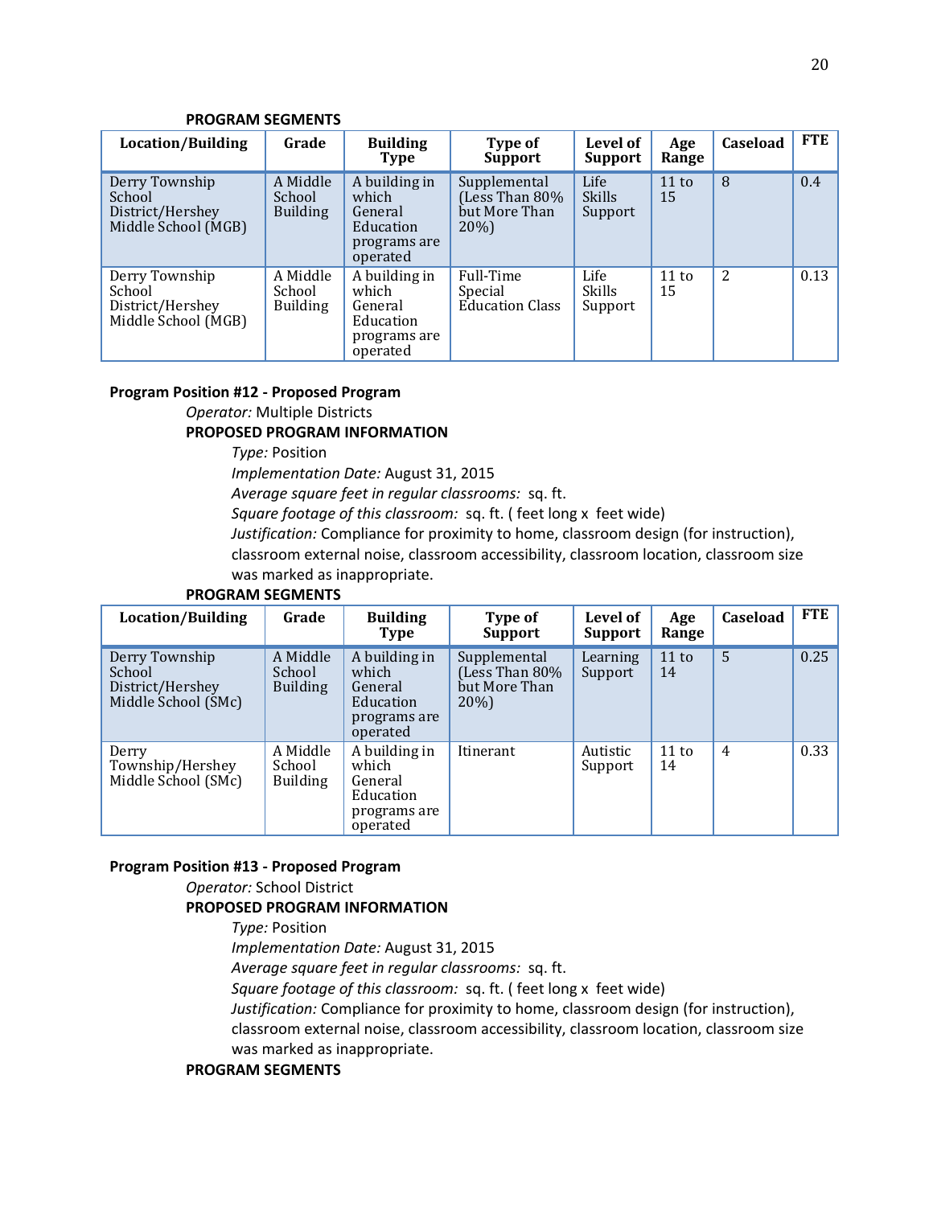**PROGRAM SEGMENTS**

| Location/Building | Grade | Building Type | Type of Support | Level of Support | Age Range | Caseload | FTE |
|---|---|---|---|---|---|---|---|
| Derry Township School District/Hershey Middle School (MGB) | A Middle School Building | A building in which General Education programs are operated | Supplemental (Less Than 80% but More Than 20%) | Life Skills Support | 11 to 15 | 8 | 0.4 |
| Derry Township School District/Hershey Middle School (MGB) | A Middle School Building | A building in which General Education programs are operated | Full-Time Special Education Class | Life Skills Support | 11 to 15 | 2 | 0.13 |

**Program Position #12 - Proposed Program**

*Operator:* Multiple Districts

**PROPOSED PROGRAM INFORMATION**

*Type:* Position
*Implementation Date:* August 31, 2015
*Average square feet in regular classrooms:* sq. ft.
*Square footage of this classroom:* sq. ft. ( feet long x feet wide)
*Justification:* Compliance for proximity to home, classroom design (for instruction), classroom external noise, classroom accessibility, classroom location, classroom size was marked as inappropriate.

**PROGRAM SEGMENTS**

| Location/Building | Grade | Building Type | Type of Support | Level of Support | Age Range | Caseload | FTE |
|---|---|---|---|---|---|---|---|
| Derry Township School District/Hershey Middle School (SMc) | A Middle School Building | A building in which General Education programs are operated | Supplemental (Less Than 80% but More Than 20%) | Learning Support | 11 to 14 | 5 | 0.25 |
| Derry Township/Hershey Middle School (SMc) | A Middle School Building | A building in which General Education programs are operated | Itinerant | Autistic Support | 11 to 14 | 4 | 0.33 |

**Program Position #13 - Proposed Program**

*Operator:* School District

**PROPOSED PROGRAM INFORMATION**

*Type:* Position
*Implementation Date:* August 31, 2015
*Average square feet in regular classrooms:* sq. ft.
*Square footage of this classroom:* sq. ft. ( feet long x feet wide)
*Justification:* Compliance for proximity to home, classroom design (for instruction), classroom external noise, classroom accessibility, classroom location, classroom size was marked as inappropriate.

**PROGRAM SEGMENTS**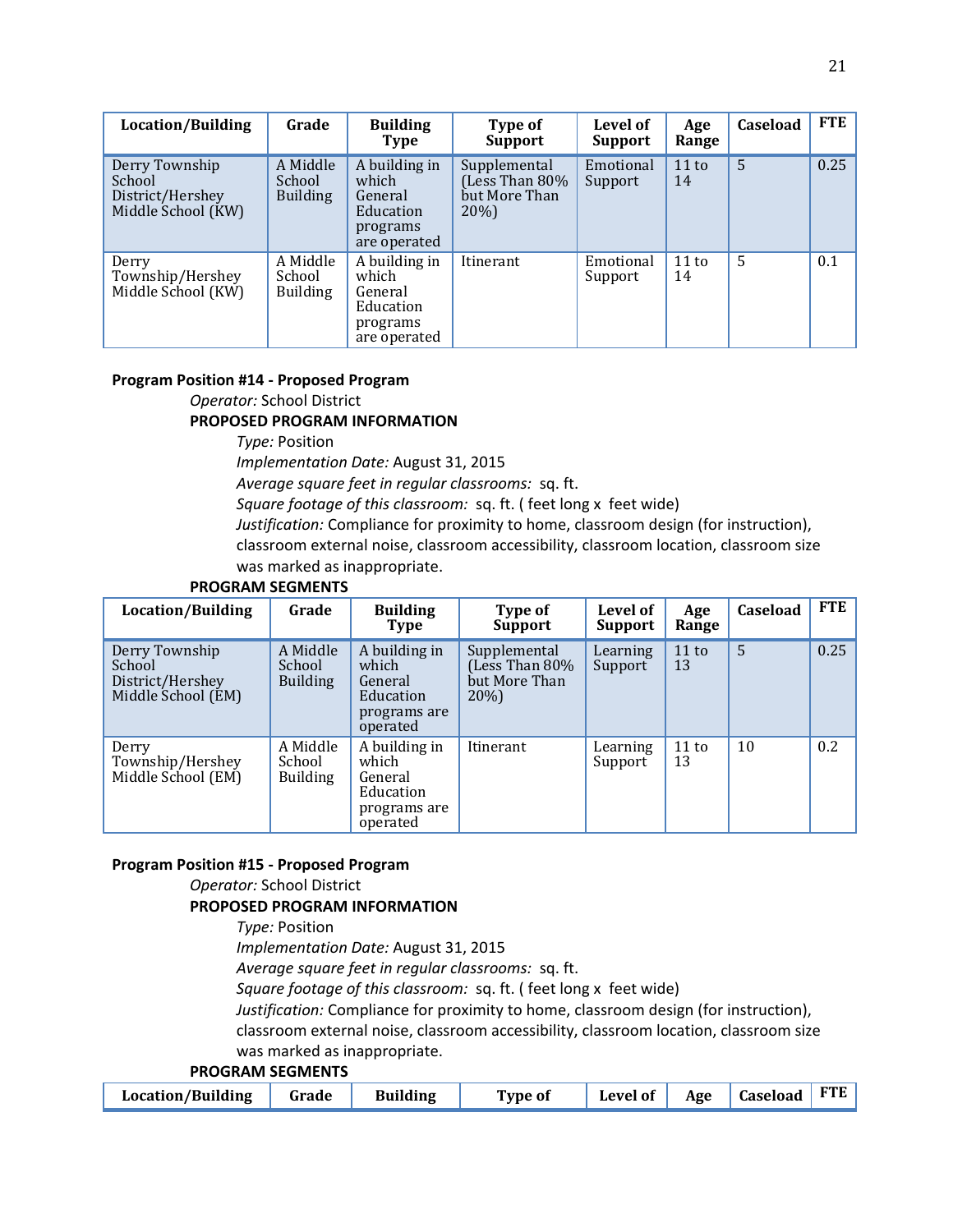| Location/Building | Grade | Building Type | Type of Support | Level of Support | Age Range | Caseload | FTE |
|---|---|---|---|---|---|---|---|
| Derry Township School District/Hershey Middle School (KW) | A Middle School Building | A building in which General Education programs are operated | Supplemental (Less Than 80% but More Than 20%) | Emotional Support | 11 to 14 | 5 | 0.25 |
| Derry Township/Hershey Middle School (KW) | A Middle School Building | A building in which General Education programs are operated | Itinerant | Emotional Support | 11 to 14 | 5 | 0.1 |

**Program Position #14 - Proposed Program**

*Operator:* School District

**PROPOSED PROGRAM INFORMATION**

*Type:* Position

*Implementation Date:* August 31, 2015

*Average square feet in regular classrooms:* sq. ft.

*Square footage of this classroom:* sq. ft. ( feet long x feet wide)

*Justification:* Compliance for proximity to home, classroom design (for instruction), classroom external noise, classroom accessibility, classroom location, classroom size was marked as inappropriate.

**PROGRAM SEGMENTS**

| Location/Building | Grade | Building Type | Type of Support | Level of Support | Age Range | Caseload | FTE |
|---|---|---|---|---|---|---|---|
| Derry Township School District/Hershey Middle School (EM) | A Middle School Building | A building in which General Education programs are operated | Supplemental (Less Than 80% but More Than 20%) | Learning Support | 11 to 13 | 5 | 0.25 |
| Derry Township/Hershey Middle School (EM) | A Middle School Building | A building in which General Education programs are operated | Itinerant | Learning Support | 11 to 13 | 10 | 0.2 |

**Program Position #15 - Proposed Program**

*Operator:* School District

**PROPOSED PROGRAM INFORMATION**

*Type:* Position

*Implementation Date:* August 31, 2015

*Average square feet in regular classrooms:* sq. ft.

*Square footage of this classroom:* sq. ft. ( feet long x feet wide)

*Justification:* Compliance for proximity to home, classroom design (for instruction), classroom external noise, classroom accessibility, classroom location, classroom size was marked as inappropriate.

**PROGRAM SEGMENTS**

| Location/Building | Grade | Building | Type of | Level of | Age | Caseload | FTE |
|---|---|---|---|---|---|---|---|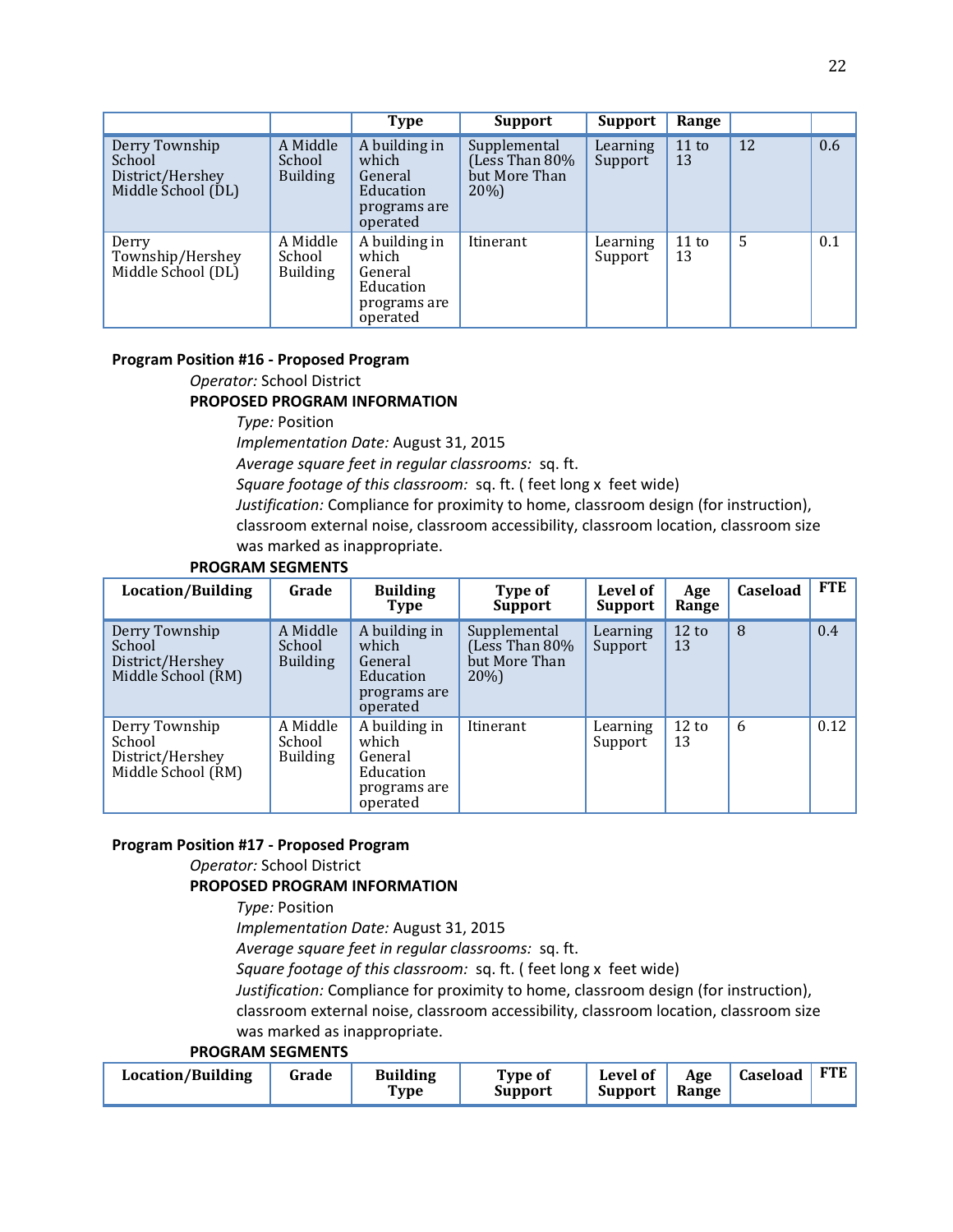| Location/Building | Grade | Building Type | Type of Support | Level of Support | Age Range | Caseload | FTE |
|---|---|---|---|---|---|---|---|
| Derry Township School District/Hershey Middle School (DL) | A Middle School Building | A building in which General Education programs are operated | Supplemental (Less Than 80% but More Than 20%) | Learning Support | 11 to 13 | 12 | 0.6 |
| Derry Township/Hershey Middle School (DL) | A Middle School Building | A building in which General Education programs are operated | Itinerant | Learning Support | 11 to 13 | 5 | 0.1 |

**Program Position #16 - Proposed Program**

*Operator:* School District

**PROPOSED PROGRAM INFORMATION**

*Type:* Position

*Implementation Date:* August 31, 2015

*Average square feet in regular classrooms:* sq. ft.

*Square footage of this classroom:* sq. ft. ( feet long x feet wide)

*Justification:* Compliance for proximity to home, classroom design (for instruction), classroom external noise, classroom accessibility, classroom location, classroom size was marked as inappropriate.

**PROGRAM SEGMENTS**

| Location/Building | Grade | Building Type | Type of Support | Level of Support | Age Range | Caseload | FTE |
|---|---|---|---|---|---|---|---|
| Derry Township School District/Hershey Middle School (RM) | A Middle School Building | A building in which General Education programs are operated | Supplemental (Less Than 80% but More Than 20%) | Learning Support | 12 to 13 | 8 | 0.4 |
| Derry Township School District/Hershey Middle School (RM) | A Middle School Building | A building in which General Education programs are operated | Itinerant | Learning Support | 12 to 13 | 6 | 0.12 |

**Program Position #17 - Proposed Program**

*Operator:* School District

**PROPOSED PROGRAM INFORMATION**

*Type:* Position

*Implementation Date:* August 31, 2015

*Average square feet in regular classrooms:* sq. ft.

*Square footage of this classroom:* sq. ft. ( feet long x feet wide)

*Justification:* Compliance for proximity to home, classroom design (for instruction), classroom external noise, classroom accessibility, classroom location, classroom size was marked as inappropriate.

**PROGRAM SEGMENTS**

| Location/Building | Grade | Building Type | Type of Support | Level of Support | Age Range | Caseload | FTE |
|---|---|---|---|---|---|---|---|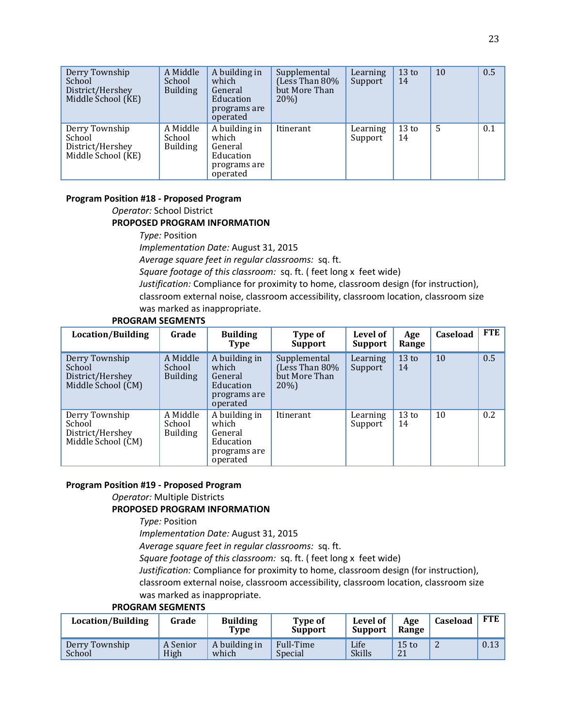| Derry Township School District/Hershey Middle School (KE) | A Middle School Building | A building in which General Education programs are operated | Supplemental (Less Than 80% but More Than 20%) | Learning Support | 13 to 14 | 10 | 0.5 |
|---|---|---|---|---|---|---|---|
| Derry Township School District/Hershey Middle School (KE) | A Middle School Building | A building in which General Education programs are operated | Itinerant | Learning Support | 13 to 14 | 5 | 0.1 |

**Program Position #18 - Proposed Program**

*Operator:* School District

**PROPOSED PROGRAM INFORMATION**

*Type:* Position

*Implementation Date:* August 31, 2015

*Average square feet in regular classrooms:* sq. ft.

*Square footage of this classroom:* sq. ft. ( feet long x feet wide)

*Justification:* Compliance for proximity to home, classroom design (for instruction), classroom external noise, classroom accessibility, classroom location, classroom size was marked as inappropriate.

**PROGRAM SEGMENTS**

| Location/Building | Grade | Building Type | Type of Support | Level of Support | Age Range | Caseload | FTE |
|---|---|---|---|---|---|---|---|
| Derry Township School District/Hershey Middle School (CM) | A Middle School Building | A building in which General Education programs are operated | Supplemental (Less Than 80% but More Than 20%) | Learning Support | 13 to 14 | 10 | 0.5 |
| Derry Township School District/Hershey Middle School (CM) | A Middle School Building | A building in which General Education programs are operated | Itinerant | Learning Support | 13 to 14 | 10 | 0.2 |

**Program Position #19 - Proposed Program**

*Operator:* Multiple Districts

**PROPOSED PROGRAM INFORMATION**

*Type:* Position

*Implementation Date:* August 31, 2015

*Average square feet in regular classrooms:* sq. ft.

*Square footage of this classroom:* sq. ft. ( feet long x feet wide)

*Justification:* Compliance for proximity to home, classroom design (for instruction), classroom external noise, classroom accessibility, classroom location, classroom size was marked as inappropriate.

**PROGRAM SEGMENTS**

| Location/Building | Grade | Building Type | Type of Support | Level of Support | Age Range | Caseload | FTE |
|---|---|---|---|---|---|---|---|
| Derry Township School | A Senior High | A building in which | Full-Time Special | Life Skills | 15 to 21 | 2 | 0.13 |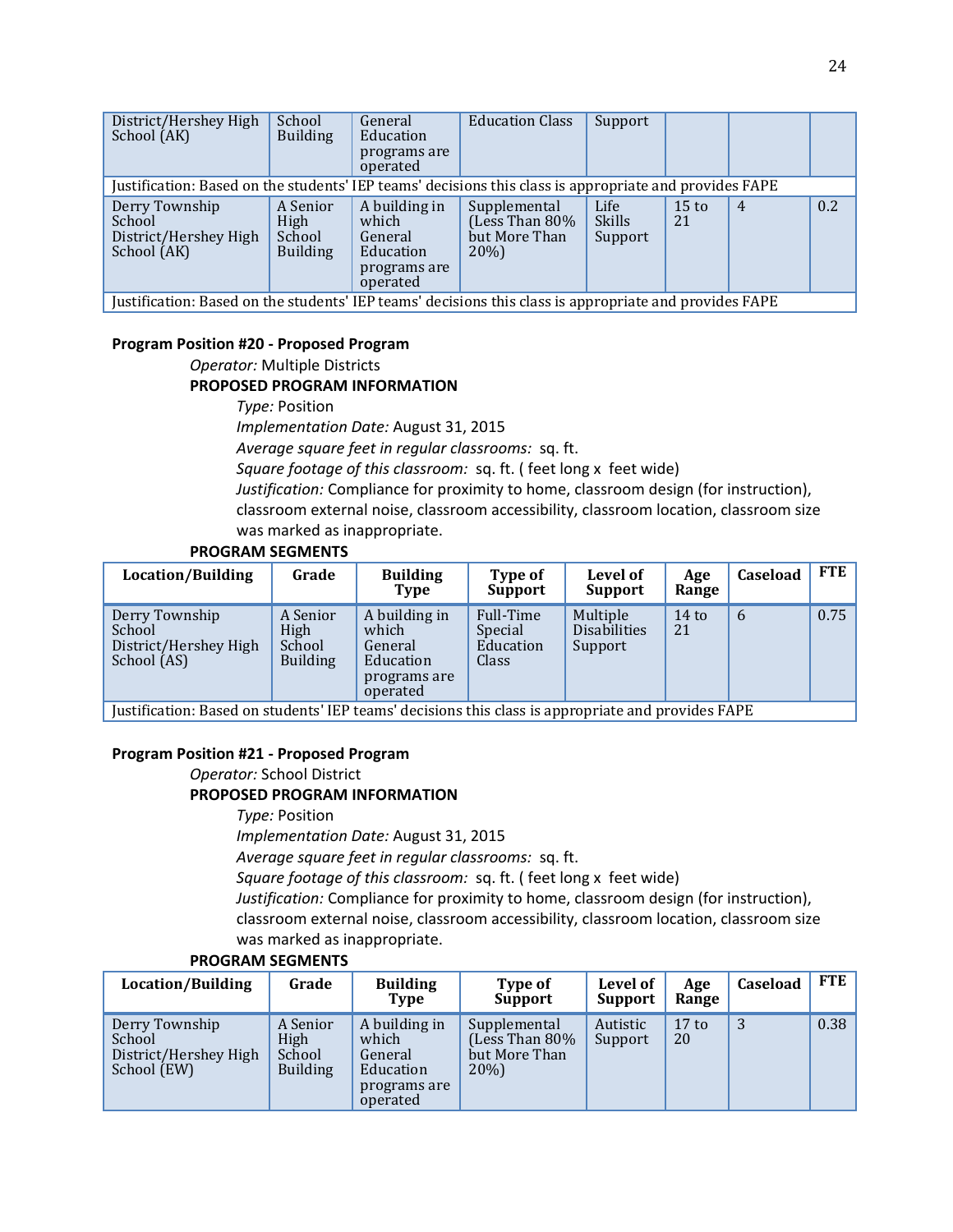| District/Hershey High School (AK) | School Building | General Education programs are operated | Education Class | Support | | | |
|---|---|---|---|---|---|---|---|
| Justification: Based on the students' IEP teams' decisions this class is appropriate and provides FAPE | | | | | | | |
| Derry Township School District/Hershey High School (AK) | A Senior High School Building | A building in which General Education programs are operated | Supplemental (Less Than 80% but More Than 20%) | Life Skills Support | 15 to 21 | 4 | 0.2 |
| Justification: Based on the students' IEP teams' decisions this class is appropriate and provides FAPE | | | | | | | |

**Program Position #20 - Proposed Program**

*Operator:* Multiple Districts

**PROPOSED PROGRAM INFORMATION**

*Type:* Position

*Implementation Date:* August 31, 2015

*Average square feet in regular classrooms:* sq. ft.

*Square footage of this classroom:* sq. ft. ( feet long x feet wide)

*Justification:* Compliance for proximity to home, classroom design (for instruction), classroom external noise, classroom accessibility, classroom location, classroom size was marked as inappropriate.

**PROGRAM SEGMENTS**

| Location/Building | Grade | Building Type | Type of Support | Level of Support | Age Range | Caseload | FTE |
|---|---|---|---|---|---|---|---|
| Derry Township School District/Hershey High School (AS) | A Senior High School Building | A building in which General Education programs are operated | Full-Time Special Education Class | Multiple Disabilities Support | 14 to 21 | 6 | 0.75 |
| Justification: Based on students' IEP teams' decisions this class is appropriate and provides FAPE | | | | | | | |

**Program Position #21 - Proposed Program**

*Operator:* School District

**PROPOSED PROGRAM INFORMATION**

*Type:* Position

*Implementation Date:* August 31, 2015

*Average square feet in regular classrooms:* sq. ft.

*Square footage of this classroom:* sq. ft. ( feet long x feet wide)

*Justification:* Compliance for proximity to home, classroom design (for instruction), classroom external noise, classroom accessibility, classroom location, classroom size was marked as inappropriate.

**PROGRAM SEGMENTS**

| Location/Building | Grade | Building Type | Type of Support | Level of Support | Age Range | Caseload | FTE |
|---|---|---|---|---|---|---|---|
| Derry Township School District/Hershey High School (EW) | A Senior High School Building | A building in which General Education programs are operated | Supplemental (Less Than 80% but More Than 20%) | Autistic Support | 17 to 20 | 3 | 0.38 |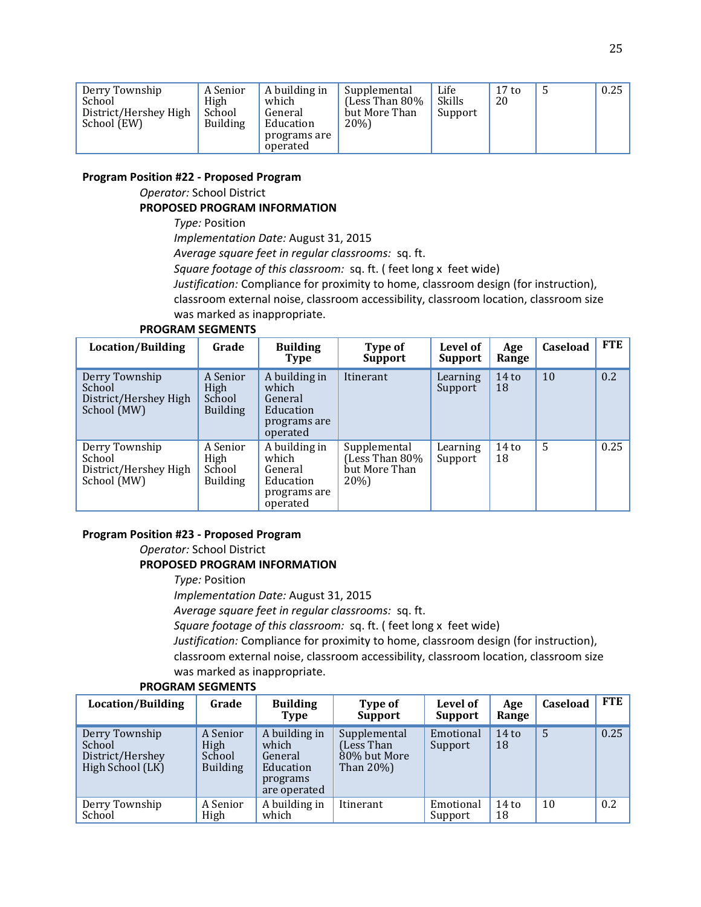| Derry Township School District/Hershey High School (EW) | A Senior High School Building | A building in which General Education programs are operated | Supplemental (Less Than 80% but More Than 20%) | Life Skills Support | 17 to 20 | 5 | 0.25 |
|---|---|---|---|---|---|---|---|

**Program Position #22 - Proposed Program**

*Operator:* School District

**PROPOSED PROGRAM INFORMATION**

*Type:* Position

*Implementation Date:* August 31, 2015

*Average square feet in regular classrooms:* sq. ft.

*Square footage of this classroom:* sq. ft. ( feet long x feet wide)

*Justification:* Compliance for proximity to home, classroom design (for instruction), classroom external noise, classroom accessibility, classroom location, classroom size was marked as inappropriate.

**PROGRAM SEGMENTS**

| Location/Building | Grade | Building Type | Type of Support | Level of Support | Age Range | Caseload | FTE |
|---|---|---|---|---|---|---|---|
| Derry Township School District/Hershey High School (MW) | A Senior High School Building | A building in which General Education programs are operated | Itinerant | Learning Support | 14 to 18 | 10 | 0.2 |
| Derry Township School District/Hershey High School (MW) | A Senior High School Building | A building in which General Education programs are operated | Supplemental (Less Than 80% but More Than 20%) | Learning Support | 14 to 18 | 5 | 0.25 |

**Program Position #23 - Proposed Program**

*Operator:* School District

**PROPOSED PROGRAM INFORMATION**

*Type:* Position

*Implementation Date:* August 31, 2015

*Average square feet in regular classrooms:* sq. ft.

*Square footage of this classroom:* sq. ft. ( feet long x feet wide)

*Justification:* Compliance for proximity to home, classroom design (for instruction), classroom external noise, classroom accessibility, classroom location, classroom size was marked as inappropriate.

**PROGRAM SEGMENTS**

| Location/Building | Grade | Building Type | Type of Support | Level of Support | Age Range | Caseload | FTE |
|---|---|---|---|---|---|---|---|
| Derry Township School District/Hershey High School (LK) | A Senior High School Building | A building in which General Education programs are operated | Supplemental (Less Than 80% but More Than 20%) | Emotional Support | 14 to 18 | 5 | 0.25 |
| Derry Township School | A Senior High | A building in which | Itinerant | Emotional Support | 14 to 18 | 10 | 0.2 |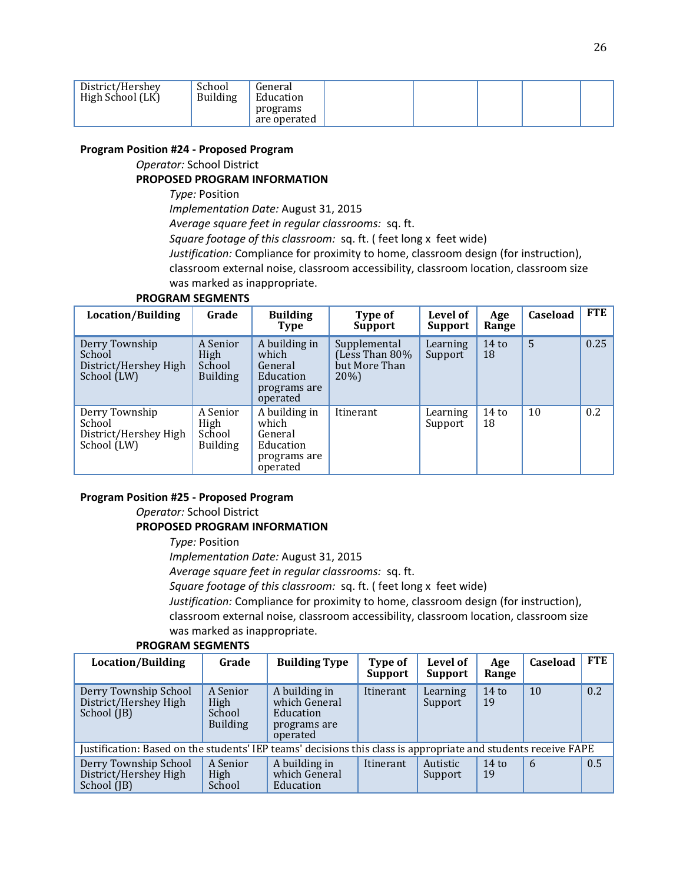| District/Hershey High School (LK) | School Building | General Education programs are operated | | | | | |
|---|---|---|---|---|---|---|---|

**Program Position #24 - Proposed Program**

*Operator:* School District

**PROPOSED PROGRAM INFORMATION**

*Type:* Position

*Implementation Date:* August 31, 2015

*Average square feet in regular classrooms:* sq. ft.

*Square footage of this classroom:* sq. ft. ( feet long x feet wide)

*Justification:* Compliance for proximity to home, classroom design (for instruction), classroom external noise, classroom accessibility, classroom location, classroom size was marked as inappropriate.

**PROGRAM SEGMENTS**

| Location/Building | Grade | Building Type | Type of Support | Level of Support | Age Range | Caseload | FTE |
|---|---|---|---|---|---|---|---|
| Derry Township School District/Hershey High School (LW) | A Senior High School Building | A building in which General Education programs are operated | Supplemental (Less Than 80% but More Than 20%) | Learning Support | 14 to 18 | 5 | 0.25 |
| Derry Township School District/Hershey High School (LW) | A Senior High School Building | A building in which General Education programs are operated | Itinerant | Learning Support | 14 to 18 | 10 | 0.2 |

**Program Position #25 - Proposed Program**

*Operator:* School District

**PROPOSED PROGRAM INFORMATION**

*Type:* Position

*Implementation Date:* August 31, 2015

*Average square feet in regular classrooms:* sq. ft.

*Square footage of this classroom:* sq. ft. ( feet long x feet wide)

*Justification:* Compliance for proximity to home, classroom design (for instruction), classroom external noise, classroom accessibility, classroom location, classroom size was marked as inappropriate.

**PROGRAM SEGMENTS**

| Location/Building | Grade | Building Type | Type of Support | Level of Support | Age Range | Caseload | FTE |
|---|---|---|---|---|---|---|---|
| Derry Township School District/Hershey High School (JB) | A Senior High School Building | A building in which General Education programs are operated | Itinerant | Learning Support | 14 to 19 | 10 | 0.2 |
| Justification: Based on the students' IEP teams' decisions this class is appropriate and students receive FAPE | | | | | | | |
| Derry Township School District/Hershey High School (JB) | A Senior High School | A building in which General Education | Itinerant | Autistic Support | 14 to 19 | 6 | 0.5 |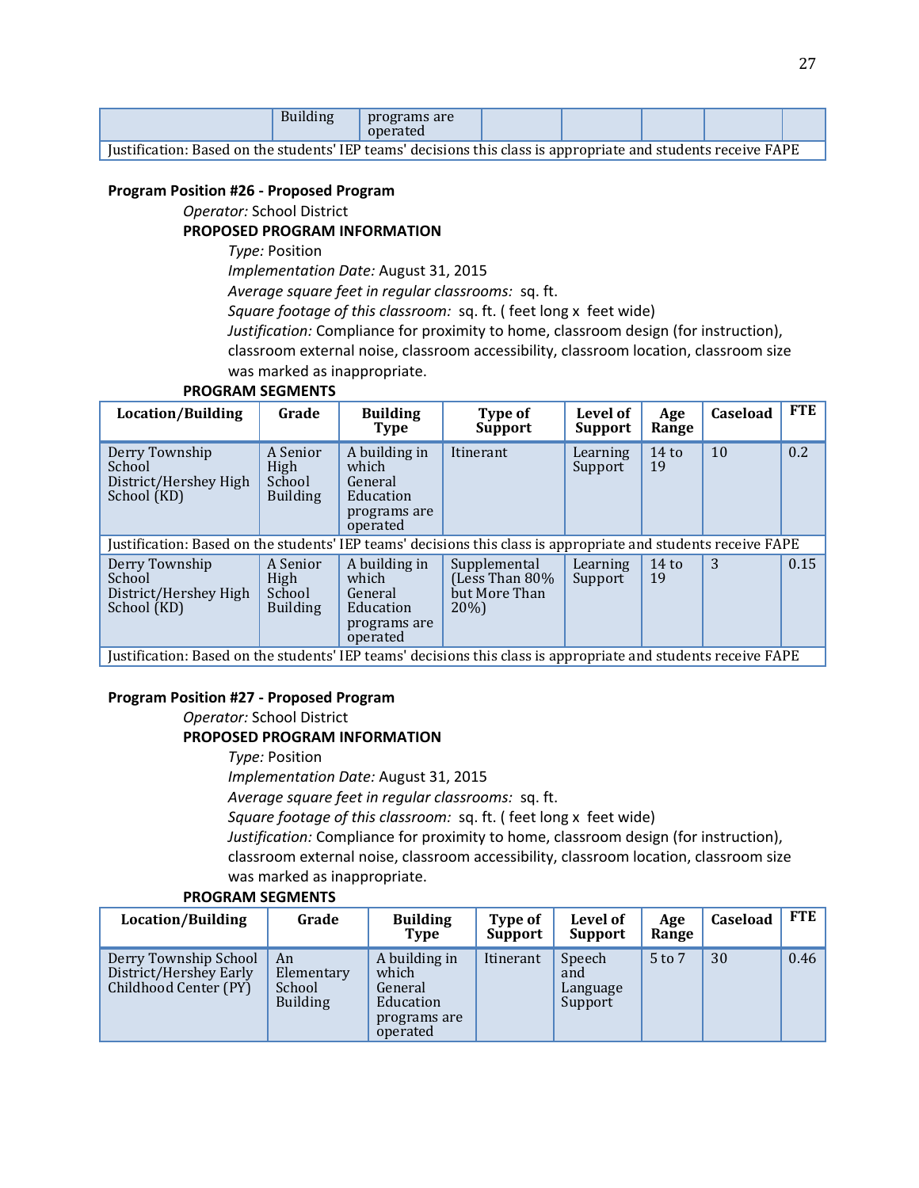| | Building | programs are operated | | | | | |
|---|---|---|---|---|---|---|---|
| Justification: Based on the students' IEP teams' decisions this class is appropriate and students receive FAPE | | | | | | | |

**Program Position #26 - Proposed Program**

*Operator:* School District

**PROPOSED PROGRAM INFORMATION**

*Type:* Position
*Implementation Date:* August 31, 2015
*Average square feet in regular classrooms:* sq. ft.
*Square footage of this classroom:* sq. ft. ( feet long x feet wide)
*Justification:* Compliance for proximity to home, classroom design (for instruction), classroom external noise, classroom accessibility, classroom location, classroom size was marked as inappropriate.

**PROGRAM SEGMENTS**

| Location/Building | Grade | Building Type | Type of Support | Level of Support | Age Range | Caseload | FTE |
|---|---|---|---|---|---|---|---|
| Derry Township School District/Hershey High School (KD) | A Senior High School Building | A building in which General Education programs are operated | Itinerant | Learning Support | 14 to 19 | 10 | 0.2 |
| Justification: Based on the students' IEP teams' decisions this class is appropriate and students receive FAPE | | | | | | | |
| Derry Township School District/Hershey High School (KD) | A Senior High School Building | A building in which General Education programs are operated | Supplemental (Less Than 80% but More Than 20%) | Learning Support | 14 to 19 | 3 | 0.15 |
| Justification: Based on the students' IEP teams' decisions this class is appropriate and students receive FAPE | | | | | | | |

**Program Position #27 - Proposed Program**

*Operator:* School District

**PROPOSED PROGRAM INFORMATION**

*Type:* Position
*Implementation Date:* August 31, 2015
*Average square feet in regular classrooms:* sq. ft.
*Square footage of this classroom:* sq. ft. ( feet long x feet wide)
*Justification:* Compliance for proximity to home, classroom design (for instruction), classroom external noise, classroom accessibility, classroom location, classroom size was marked as inappropriate.

**PROGRAM SEGMENTS**

| Location/Building | Grade | Building Type | Type of Support | Level of Support | Age Range | Caseload | FTE |
|---|---|---|---|---|---|---|---|
| Derry Township School District/Hershey Early Childhood Center (PY) | An Elementary School Building | A building in which General Education programs are operated | Itinerant | Speech and Language Support | 5 to 7 | 30 | 0.46 |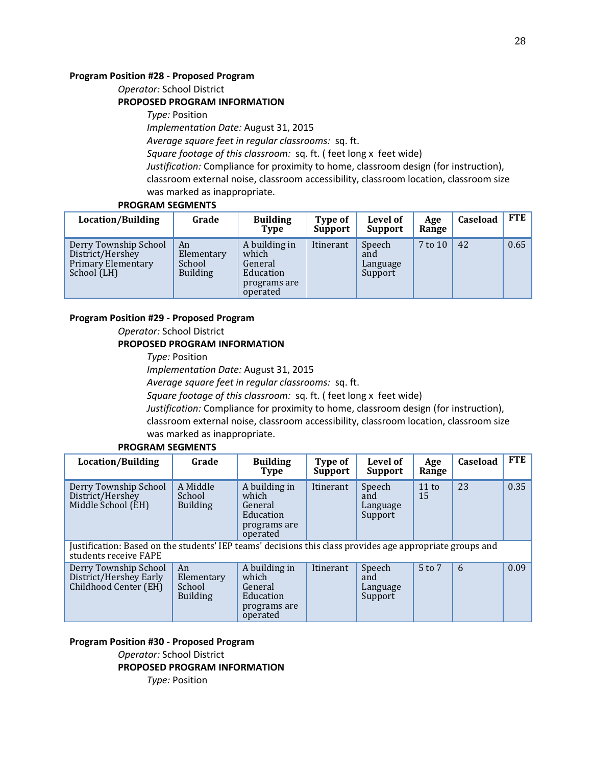**Program Position #28 - Proposed Program**

*Operator:* School District

**PROPOSED PROGRAM INFORMATION**

*Type:* Position

*Implementation Date:* August 31, 2015

*Average square feet in regular classrooms:* sq. ft.

*Square footage of this classroom:* sq. ft. ( feet long x feet wide)

*Justification:* Compliance for proximity to home, classroom design (for instruction), classroom external noise, classroom accessibility, classroom location, classroom size was marked as inappropriate.

**PROGRAM SEGMENTS**

| Location/Building | Grade | Building Type | Type of Support | Level of Support | Age Range | Caseload | FTE |
|---|---|---|---|---|---|---|---|
| Derry Township School District/Hershey Primary Elementary School (LH) | An Elementary School Building | A building in which General Education programs are operated | Itinerant | Speech and Language Support | 7 to 10 | 42 | 0.65 |

**Program Position #29 - Proposed Program**

*Operator:* School District

**PROPOSED PROGRAM INFORMATION**

*Type:* Position

*Implementation Date:* August 31, 2015

*Average square feet in regular classrooms:* sq. ft.

*Square footage of this classroom:* sq. ft. ( feet long x feet wide)

*Justification:* Compliance for proximity to home, classroom design (for instruction), classroom external noise, classroom accessibility, classroom location, classroom size was marked as inappropriate.

**PROGRAM SEGMENTS**

| Location/Building | Grade | Building Type | Type of Support | Level of Support | Age Range | Caseload | FTE |
|---|---|---|---|---|---|---|---|
| Derry Township School District/Hershey Middle School (EH) | A Middle School Building | A building in which General Education programs are operated | Itinerant | Speech and Language Support | 11 to 15 | 23 | 0.35 |
| Justification: Based on the students' IEP teams' decisions this class provides age appropriate groups and students receive FAPE | | | | | | | |
| Derry Township School District/Hershey Early Childhood Center (EH) | An Elementary School Building | A building in which General Education programs are operated | Itinerant | Speech and Language Support | 5 to 7 | 6 | 0.09 |

**Program Position #30 - Proposed Program**

*Operator:* School District

**PROPOSED PROGRAM INFORMATION**

*Type:* Position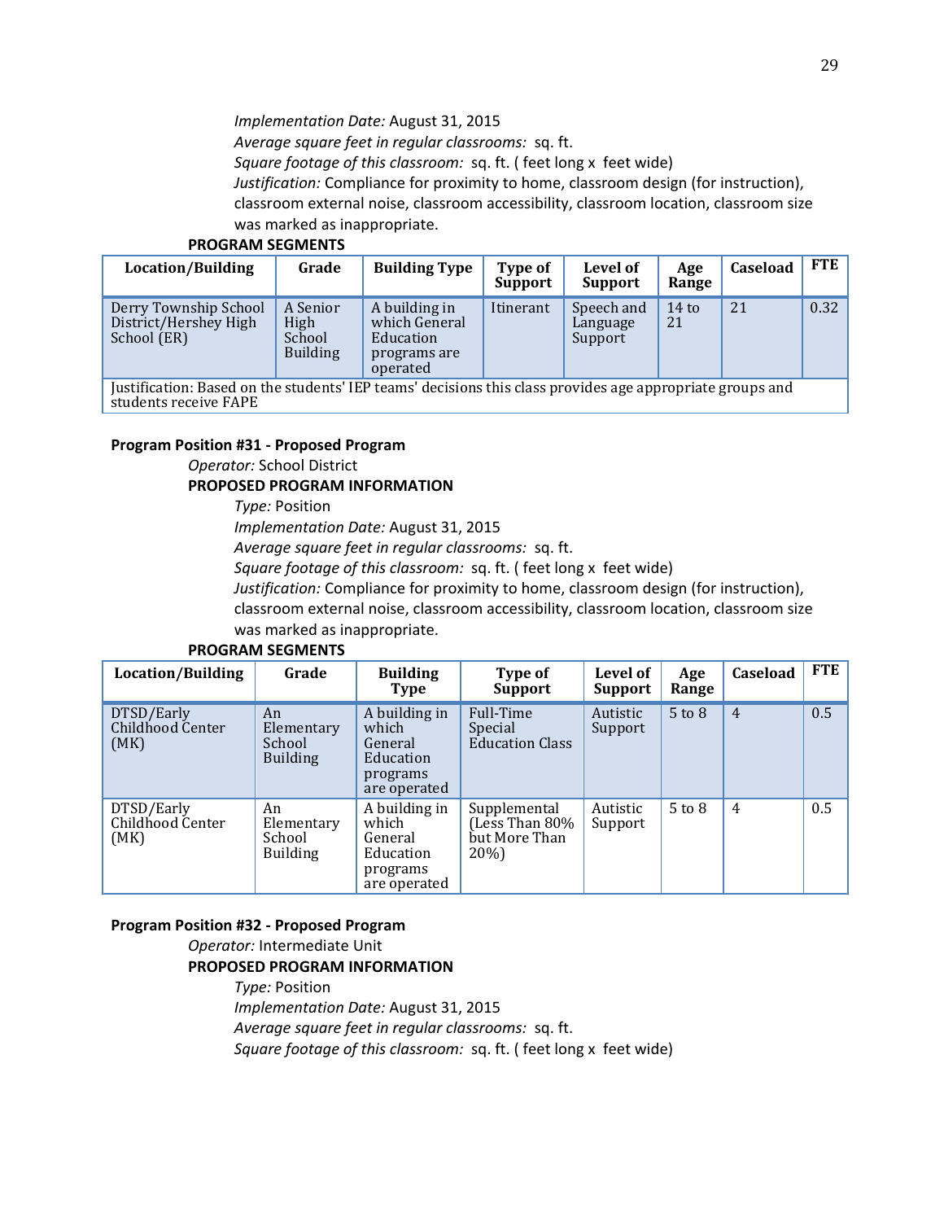*Implementation Date:* August 31, 2015
*Average square feet in regular classrooms:* sq. ft.
*Square footage of this classroom:* sq. ft. ( feet long x feet wide)
*Justification:* Compliance for proximity to home, classroom design (for instruction), classroom external noise, classroom accessibility, classroom location, classroom size was marked as inappropriate.

**PROGRAM SEGMENTS**

| Location/Building | Grade | Building Type | Type of Support | Level of Support | Age Range | Caseload | FTE |
|---|---|---|---|---|---|---|---|
| Derry Township School District/Hershey High School (ER) | A Senior High School Building | A building in which General Education programs are operated | Itinerant | Speech and Language Support | 14 to 21 | 21 | 0.32 |
| Justification: Based on the students' IEP teams' decisions this class provides age appropriate groups and students receive FAPE | | | | | | | |

**Program Position #31 - Proposed Program**

*Operator:* School District

**PROPOSED PROGRAM INFORMATION**

*Type:* Position
*Implementation Date:* August 31, 2015
*Average square feet in regular classrooms:* sq. ft.
*Square footage of this classroom:* sq. ft. ( feet long x feet wide)
*Justification:* Compliance for proximity to home, classroom design (for instruction), classroom external noise, classroom accessibility, classroom location, classroom size was marked as inappropriate.

**PROGRAM SEGMENTS**

| Location/Building | Grade | Building Type | Type of Support | Level of Support | Age Range | Caseload | FTE |
|---|---|---|---|---|---|---|---|
| DTSD/Early Childhood Center (MK) | An Elementary School Building | A building in which General Education programs are operated | Full-Time Special Education Class | Autistic Support | 5 to 8 | 4 | 0.5 |
| DTSD/Early Childhood Center (MK) | An Elementary School Building | A building in which General Education programs are operated | Supplemental (Less Than 80% but More Than 20%) | Autistic Support | 5 to 8 | 4 | 0.5 |

**Program Position #32 - Proposed Program**

*Operator:* Intermediate Unit

**PROPOSED PROGRAM INFORMATION**

*Type:* Position
*Implementation Date:* August 31, 2015
*Average square feet in regular classrooms:* sq. ft.
*Square footage of this classroom:* sq. ft. ( feet long x feet wide)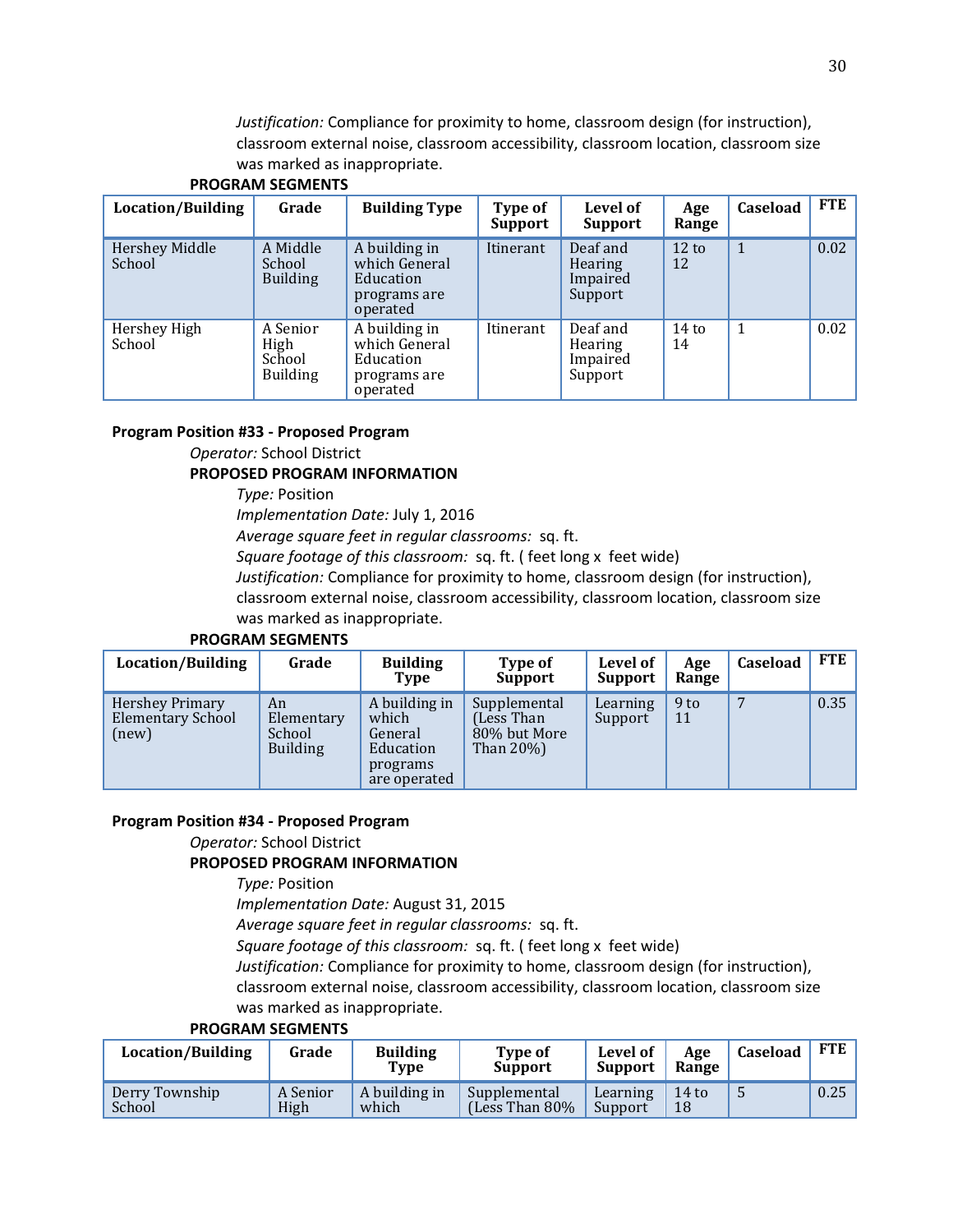*Justification:* Compliance for proximity to home, classroom design (for instruction), classroom external noise, classroom accessibility, classroom location, classroom size was marked as inappropriate.

**PROGRAM SEGMENTS**

| Location/Building | Grade | Building Type | Type of Support | Level of Support | Age Range | Caseload | FTE |
|---|---|---|---|---|---|---|---|
| Hershey Middle School | A Middle School Building | A building in which General Education programs are operated | Itinerant | Deaf and Hearing Impaired Support | 12 to 12 | 1 | 0.02 |
| Hershey High School | A Senior High School Building | A building in which General Education programs are operated | Itinerant | Deaf and Hearing Impaired Support | 14 to 14 | 1 | 0.02 |

**Program Position #33 - Proposed Program**

*Operator:* School District

**PROPOSED PROGRAM INFORMATION**

*Type:* Position

*Implementation Date:* July 1, 2016

*Average square feet in regular classrooms:* sq. ft.

*Square footage of this classroom:* sq. ft. ( feet long x feet wide)

*Justification:* Compliance for proximity to home, classroom design (for instruction), classroom external noise, classroom accessibility, classroom location, classroom size was marked as inappropriate.

**PROGRAM SEGMENTS**

| Location/Building | Grade | Building Type | Type of Support | Level of Support | Age Range | Caseload | FTE |
|---|---|---|---|---|---|---|---|
| Hershey Primary Elementary School (new) | An Elementary School Building | A building in which General Education programs are operated | Supplemental (Less Than 80% but More Than 20%) | Learning Support | 9 to 11 | 7 | 0.35 |

**Program Position #34 - Proposed Program**

*Operator:* School District

**PROPOSED PROGRAM INFORMATION**

*Type:* Position

*Implementation Date:* August 31, 2015

*Average square feet in regular classrooms:* sq. ft.

*Square footage of this classroom:* sq. ft. ( feet long x feet wide)

*Justification:* Compliance for proximity to home, classroom design (for instruction), classroom external noise, classroom accessibility, classroom location, classroom size was marked as inappropriate.

**PROGRAM SEGMENTS**

| Location/Building | Grade | Building Type | Type of Support | Level of Support | Age Range | Caseload | FTE |
|---|---|---|---|---|---|---|---|
| Derry Township School | A Senior High | A building in which | Supplemental (Less Than 80% | Learning Support | 14 to 18 | 5 | 0.25 |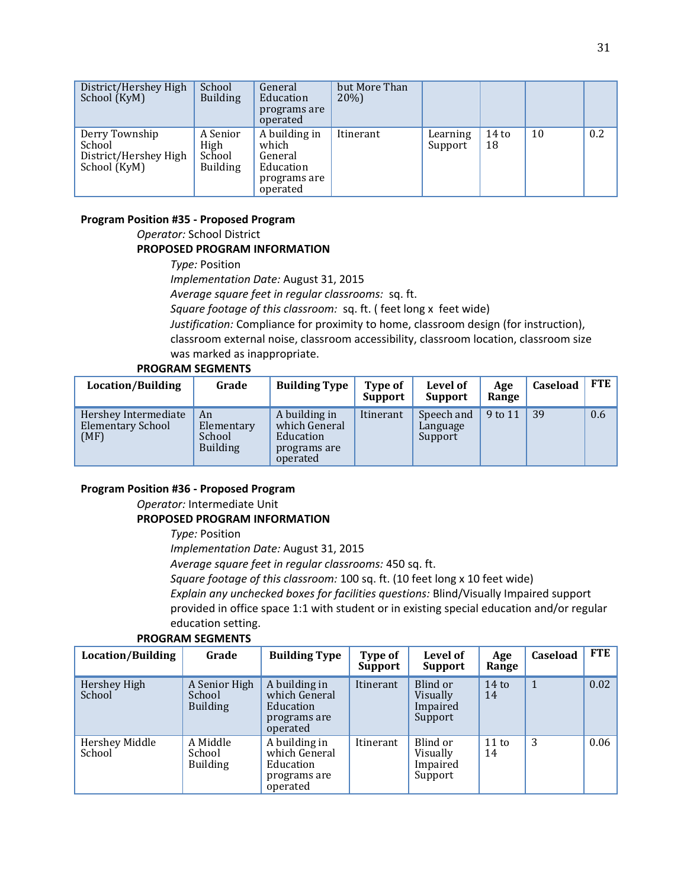| | | | | | | | |
|---|---|---|---|---|---|---|---|
| District/Hershey High School (KyM) | School Building | General Education programs are operated | but More Than 20%) | | | | |
| Derry Township School District/Hershey High School (KyM) | A Senior High School Building | A building in which General Education programs are operated | Itinerant | Learning Support | 14 to 18 | 10 | 0.2 |

**Program Position #35 - Proposed Program**

*Operator:* School District

**PROPOSED PROGRAM INFORMATION**

*Type:* Position

*Implementation Date:* August 31, 2015

*Average square feet in regular classrooms:* sq. ft.

*Square footage of this classroom:* sq. ft. ( feet long x feet wide)

*Justification:* Compliance for proximity to home, classroom design (for instruction), classroom external noise, classroom accessibility, classroom location, classroom size was marked as inappropriate.

**PROGRAM SEGMENTS**

| Location/Building | Grade | Building Type | Type of Support | Level of Support | Age Range | Caseload | FTE |
|---|---|---|---|---|---|---|---|
| Hershey Intermediate Elementary School (MF) | An Elementary School Building | A building in which General Education programs are operated | Itinerant | Speech and Language Support | 9 to 11 | 39 | 0.6 |

**Program Position #36 - Proposed Program**

*Operator:* Intermediate Unit

**PROPOSED PROGRAM INFORMATION**

*Type:* Position

*Implementation Date:* August 31, 2015

*Average square feet in regular classrooms:* 450 sq. ft.

*Square footage of this classroom:* 100 sq. ft. (10 feet long x 10 feet wide)

*Explain any unchecked boxes for facilities questions:* Blind/Visually Impaired support provided in office space 1:1 with student or in existing special education and/or regular education setting.

**PROGRAM SEGMENTS**

| Location/Building | Grade | Building Type | Type of Support | Level of Support | Age Range | Caseload | FTE |
|---|---|---|---|---|---|---|---|
| Hershey High School | A Senior High School Building | A building in which General Education programs are operated | Itinerant | Blind or Visually Impaired Support | 14 to 14 | 1 | 0.02 |
| Hershey Middle School | A Middle School Building | A building in which General Education programs are operated | Itinerant | Blind or Visually Impaired Support | 11 to 14 | 3 | 0.06 |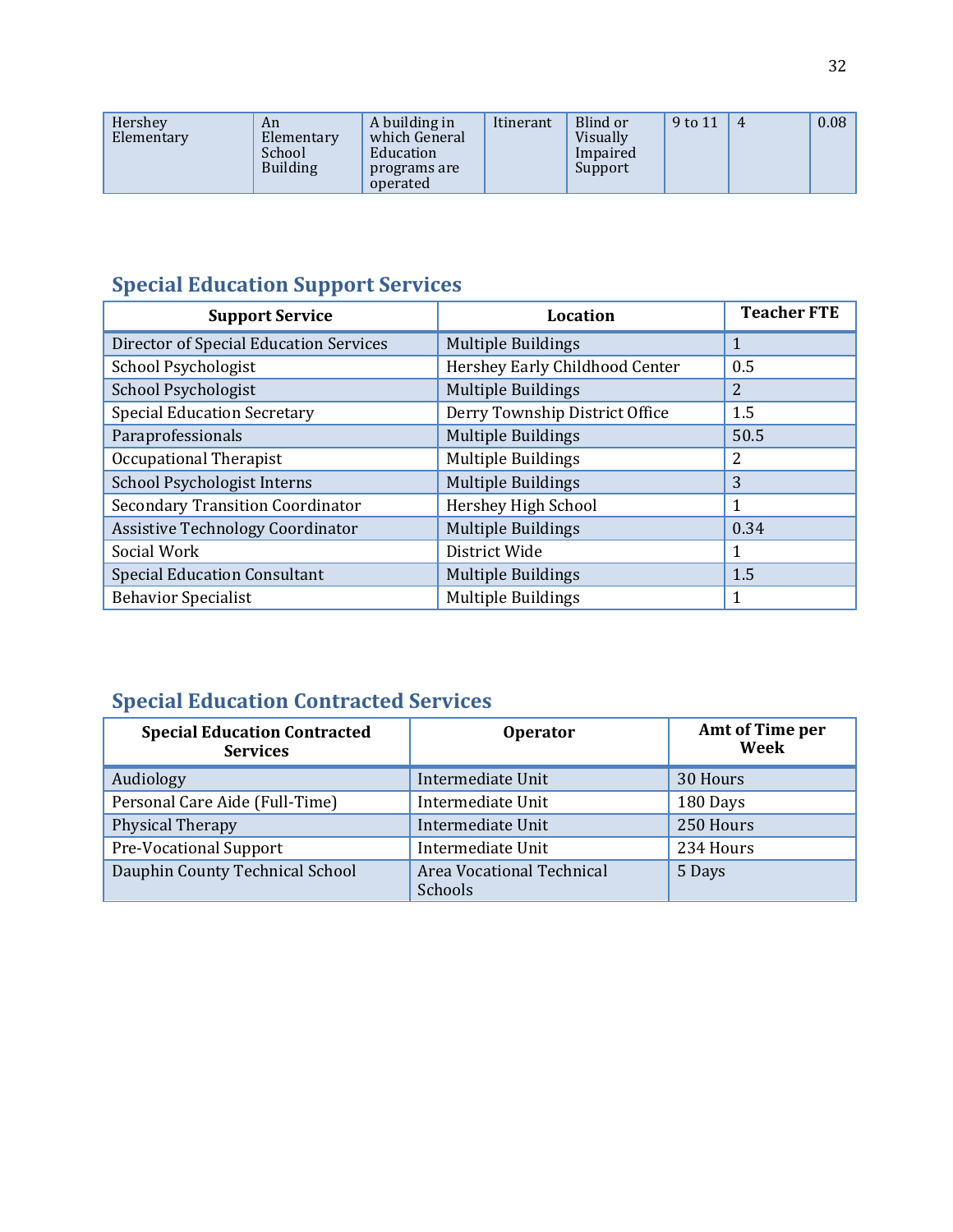| Hershey Elementary | An Elementary School Building | A building in which General Education programs are operated | Itinerant | Blind or Visually Impaired Support | 9 to 11 | 4 | 0.08 |
|---|---|---|---|---|---|---|---|

## Special Education Support Services

| Support Service | Location | Teacher FTE |
|---|---|---|
| Director of Special Education Services | Multiple Buildings | 1 |
| School Psychologist | Hershey Early Childhood Center | 0.5 |
| School Psychologist | Multiple Buildings | 2 |
| Special Education Secretary | Derry Township District Office | 1.5 |
| Paraprofessionals | Multiple Buildings | 50.5 |
| Occupational Therapist | Multiple Buildings | 2 |
| School Psychologist Interns | Multiple Buildings | 3 |
| Secondary Transition Coordinator | Hershey High School | 1 |
| Assistive Technology Coordinator | Multiple Buildings | 0.34 |
| Social Work | District Wide | 1 |
| Special Education Consultant | Multiple Buildings | 1.5 |
| Behavior Specialist | Multiple Buildings | 1 |

## Special Education Contracted Services

| Special Education Contracted Services | Operator | Amt of Time per Week |
|---|---|---|
| Audiology | Intermediate Unit | 30 Hours |
| Personal Care Aide (Full-Time) | Intermediate Unit | 180 Days |
| Physical Therapy | Intermediate Unit | 250 Hours |
| Pre-Vocational Support | Intermediate Unit | 234 Hours |
| Dauphin County Technical School | Area Vocational Technical Schools | 5 Days |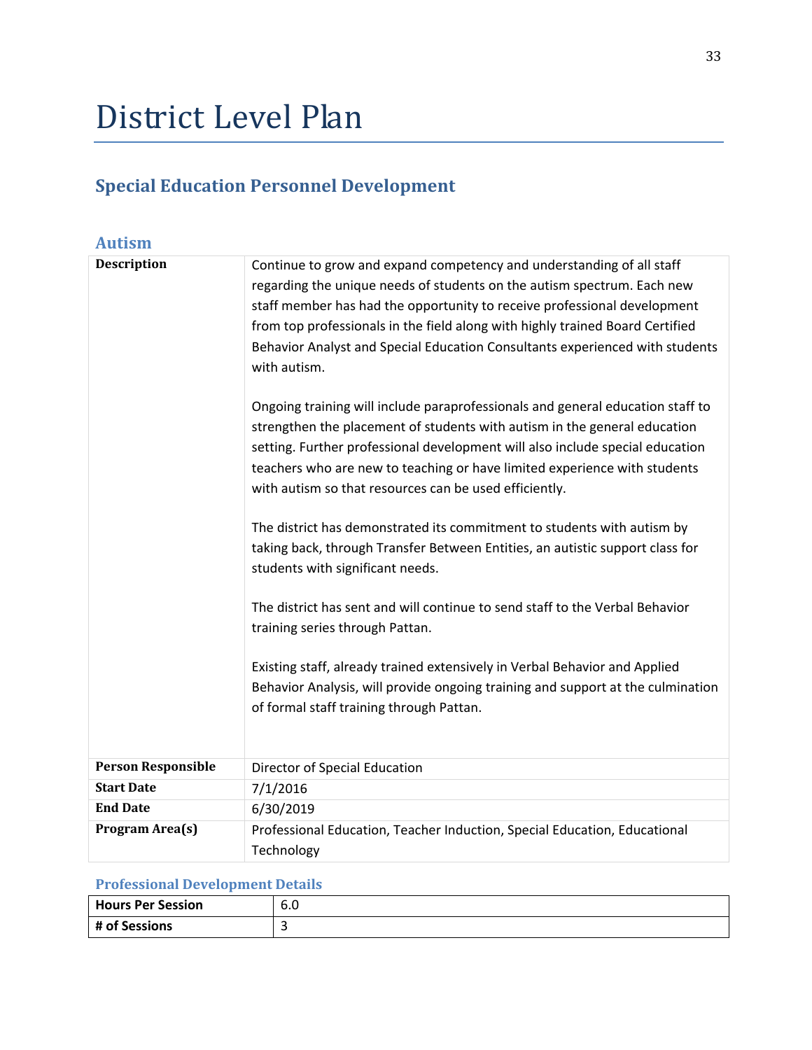# District Level Plan

## Special Education Personnel Development

### Autism

| | |
|---|---|
| **Description** | Continue to grow and expand competency and understanding of all staff regarding the unique needs of students on the autism spectrum. Each new staff member has had the opportunity to receive professional development from top professionals in the field along with highly trained Board Certified Behavior Analyst and Special Education Consultants experienced with students with autism.<br><br>Ongoing training will include paraprofessionals and general education staff to strengthen the placement of students with autism in the general education setting. Further professional development will also include special education teachers who are new to teaching or have limited experience with students with autism so that resources can be used efficiently.<br><br>The district has demonstrated its commitment to students with autism by taking back, through Transfer Between Entities, an autistic support class for students with significant needs.<br><br>The district has sent and will continue to send staff to the Verbal Behavior training series through Pattan.<br><br>Existing staff, already trained extensively in Verbal Behavior and Applied Behavior Analysis, will provide ongoing training and support at the culmination of formal staff training through Pattan. |
| **Person Responsible** | Director of Special Education |
| **Start Date** | 7/1/2016 |
| **End Date** | 6/30/2019 |
| **Program Area(s)** | Professional Education, Teacher Induction, Special Education, Educational Technology |

#### Professional Development Details

| | |
|---|---|
| **Hours Per Session** | 6.0 |
| **# of Sessions** | 3 |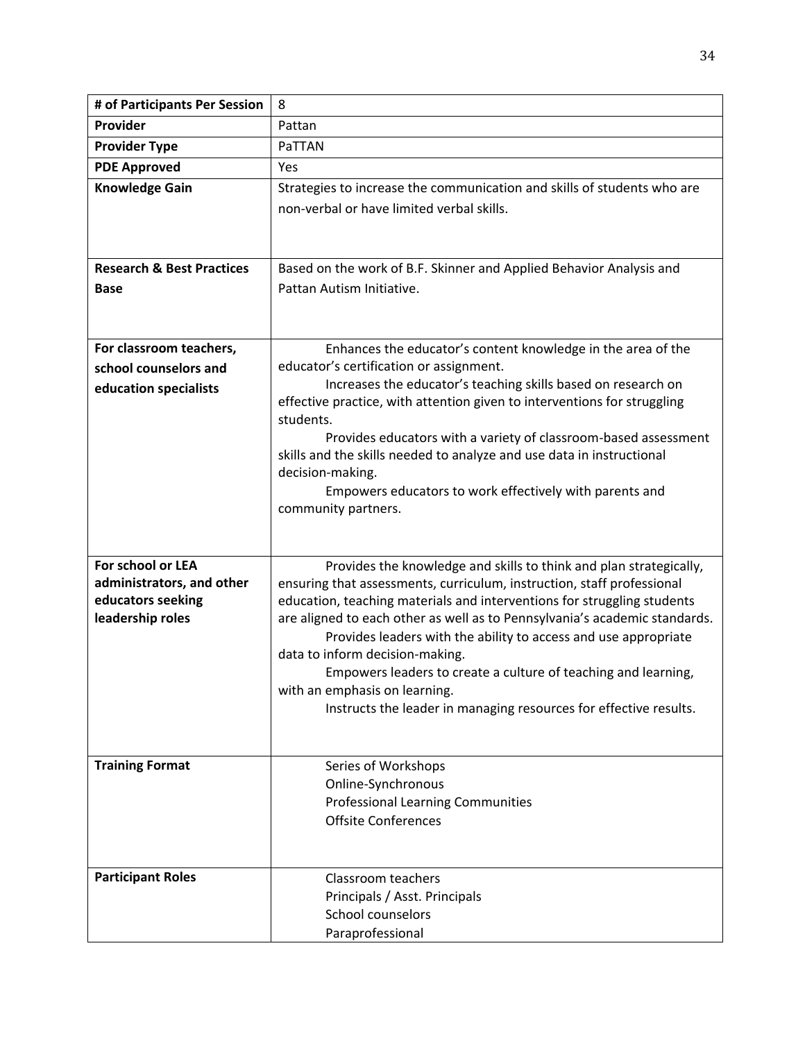| # of Participants Per Session | 8 |
| --- | --- |
| **Provider** | Pattan |
| **Provider Type** | PaTTAN |
| **PDE Approved** | Yes |
| **Knowledge Gain** | Strategies to increase the communication and skills of students who are non-verbal or have limited verbal skills. |
| **Research & Best Practices Base** | Based on the work of B.F. Skinner and Applied Behavior Analysis and Pattan Autism Initiative. |
| **For classroom teachers, school counselors and education specialists** | Enhances the educator's content knowledge in the area of the educator's certification or assignment.<br>Increases the educator's teaching skills based on research on effective practice, with attention given to interventions for struggling students.<br>Provides educators with a variety of classroom-based assessment skills and the skills needed to analyze and use data in instructional decision-making.<br>Empowers educators to work effectively with parents and community partners. |
| **For school or LEA administrators, and other educators seeking leadership roles** | Provides the knowledge and skills to think and plan strategically, ensuring that assessments, curriculum, instruction, staff professional education, teaching materials and interventions for struggling students are aligned to each other as well as to Pennsylvania's academic standards.<br>Provides leaders with the ability to access and use appropriate data to inform decision-making.<br>Empowers leaders to create a culture of teaching and learning, with an emphasis on learning.<br>Instructs the leader in managing resources for effective results. |
| **Training Format** | Series of Workshops<br>Online-Synchronous<br>Professional Learning Communities<br>Offsite Conferences |
| **Participant Roles** | Classroom teachers<br>Principals / Asst. Principals<br>School counselors<br>Paraprofessional |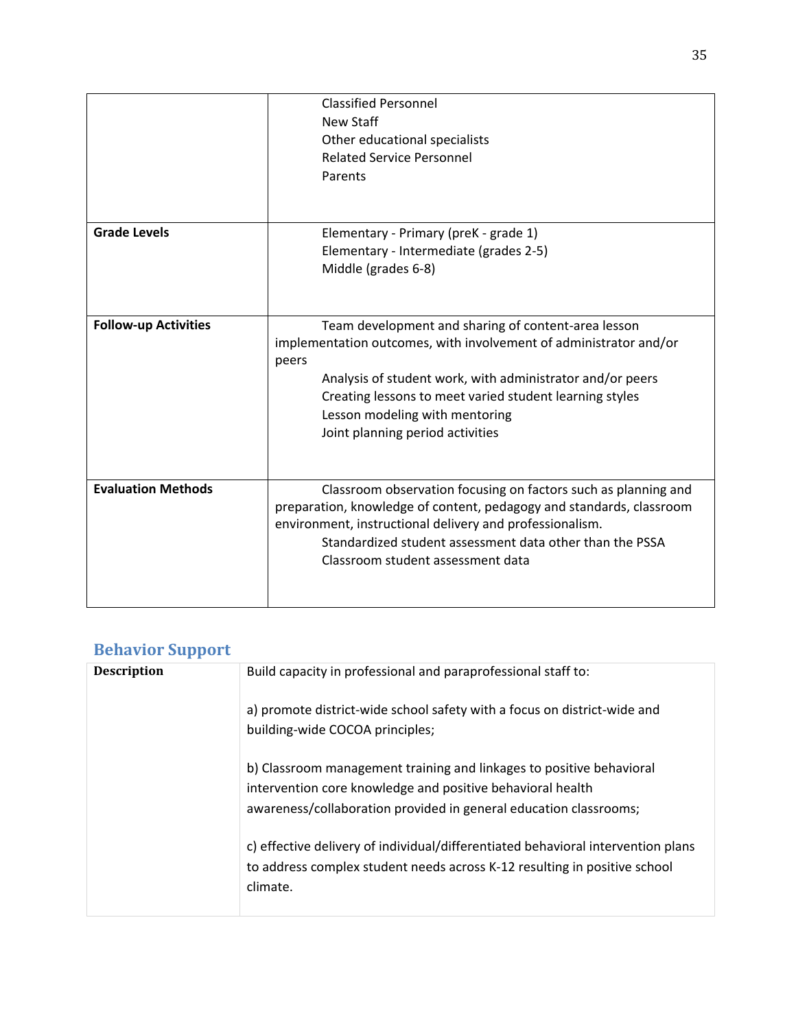| | |
|---|---|
| | Classified Personnel<br>New Staff<br>Other educational specialists<br>Related Service Personnel<br>Parents |
| **Grade Levels** | Elementary - Primary (preK - grade 1)<br>Elementary - Intermediate (grades 2-5)<br>Middle (grades 6-8) |
| **Follow-up Activities** | Team development and sharing of content-area lesson implementation outcomes, with involvement of administrator and/or peers<br>Analysis of student work, with administrator and/or peers<br>Creating lessons to meet varied student learning styles<br>Lesson modeling with mentoring<br>Joint planning period activities |
| **Evaluation Methods** | Classroom observation focusing on factors such as planning and preparation, knowledge of content, pedagogy and standards, classroom environment, instructional delivery and professionalism.<br>Standardized student assessment data other than the PSSA<br>Classroom student assessment data |

## Behavior Support

| | |
|---|---|
| **Description** | Build capacity in professional and paraprofessional staff to:<br><br>a) promote district-wide school safety with a focus on district-wide and building-wide COCOA principles;<br><br>b) Classroom management training and linkages to positive behavioral intervention core knowledge and positive behavioral health awareness/collaboration provided in general education classrooms;<br><br>c) effective delivery of individual/differentiated behavioral intervention plans to address complex student needs across K-12 resulting in positive school climate. |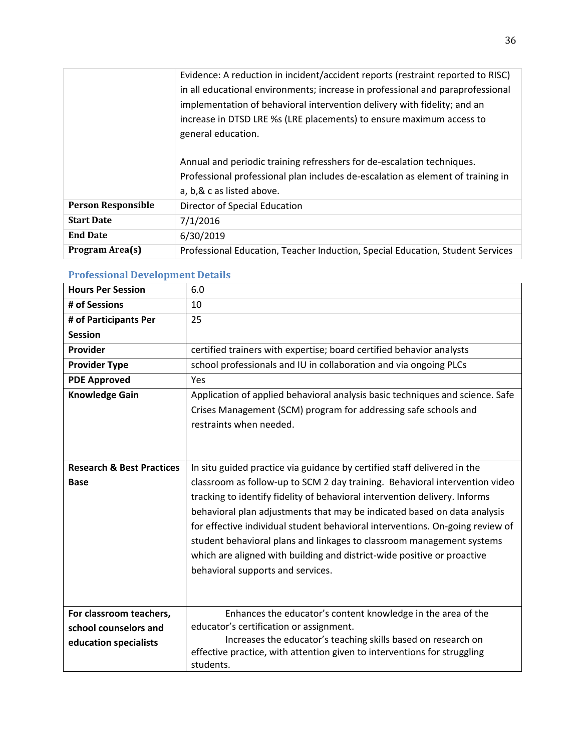| | |
|---|---|
| | Evidence: A reduction in incident/accident reports (restraint reported to RISC) in all educational environments; increase in professional and paraprofessional implementation of behavioral intervention delivery with fidelity; and an increase in DTSD LRE %s (LRE placements) to ensure maximum access to general education.<br><br>Annual and periodic training refresshers for de-escalation techniques. Professional professional plan includes de-escalation as element of training in a, b,& c as listed above. |
| **Person Responsible** | Director of Special Education |
| **Start Date** | 7/1/2016 |
| **End Date** | 6/30/2019 |
| **Program Area(s)** | Professional Education, Teacher Induction, Special Education, Student Services |

### Professional Development Details

| | |
|---|---|
| **Hours Per Session** | 6.0 |
| **# of Sessions** | 10 |
| **# of Participants Per Session** | 25 |
| **Provider** | certified trainers with expertise; board certified behavior analysts |
| **Provider Type** | school professionals and IU in collaboration and via ongoing PLCs |
| **PDE Approved** | Yes |
| **Knowledge Gain** | Application of applied behavioral analysis basic techniques and science. Safe Crises Management (SCM) program for addressing safe schools and restraints when needed. |
| **Research & Best Practices Base** | In situ guided practice via guidance by certified staff delivered in the classroom as follow-up to SCM 2 day training. Behavioral intervention video tracking to identify fidelity of behavioral intervention delivery. Informs behavioral plan adjustments that may be indicated based on data analysis for effective individual student behavioral interventions. On-going review of student behavioral plans and linkages to classroom management systems which are aligned with building and district-wide positive or proactive behavioral supports and services. |
| **For classroom teachers, school counselors and education specialists** | Enhances the educator's content knowledge in the area of the educator's certification or assignment.<br>Increases the educator's teaching skills based on research on effective practice, with attention given to interventions for struggling students. |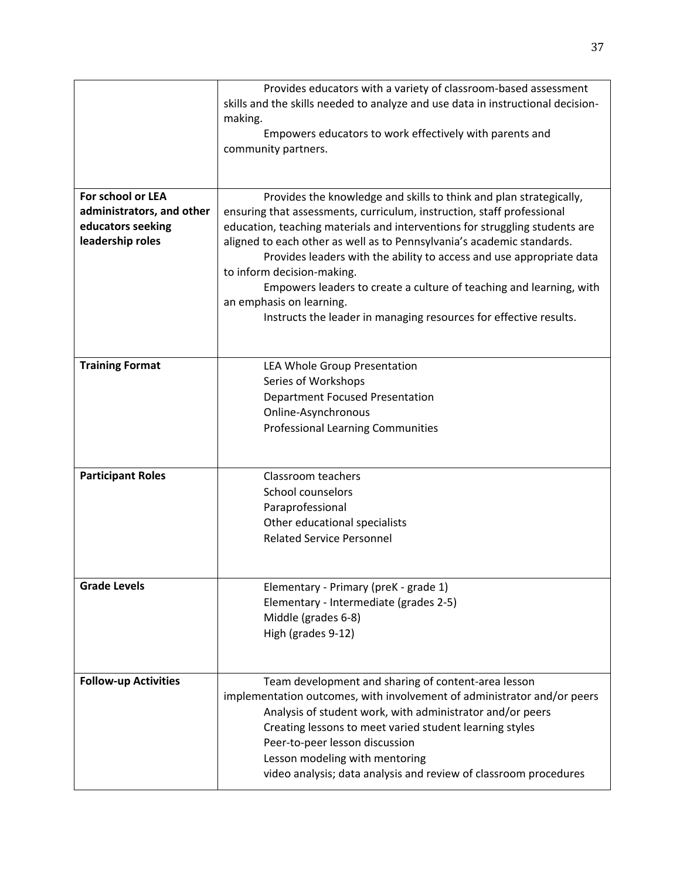| | |
|---|---|
| | Provides educators with a variety of classroom-based assessment skills and the skills needed to analyze and use data in instructional decision-making.<br>Empowers educators to work effectively with parents and community partners. |
| **For school or LEA administrators, and other educators seeking leadership roles** | Provides the knowledge and skills to think and plan strategically, ensuring that assessments, curriculum, instruction, staff professional education, teaching materials and interventions for struggling students are aligned to each other as well as to Pennsylvania's academic standards.<br>Provides leaders with the ability to access and use appropriate data to inform decision-making.<br>Empowers leaders to create a culture of teaching and learning, with an emphasis on learning.<br>Instructs the leader in managing resources for effective results. |
| **Training Format** | LEA Whole Group Presentation<br>Series of Workshops<br>Department Focused Presentation<br>Online-Asynchronous<br>Professional Learning Communities |
| **Participant Roles** | Classroom teachers<br>School counselors<br>Paraprofessional<br>Other educational specialists<br>Related Service Personnel |
| **Grade Levels** | Elementary - Primary (preK - grade 1)<br>Elementary - Intermediate (grades 2-5)<br>Middle (grades 6-8)<br>High (grades 9-12) |
| **Follow-up Activities** | Team development and sharing of content-area lesson implementation outcomes, with involvement of administrator and/or peers<br>Analysis of student work, with administrator and/or peers<br>Creating lessons to meet varied student learning styles<br>Peer-to-peer lesson discussion<br>Lesson modeling with mentoring<br>video analysis; data analysis and review of classroom procedures |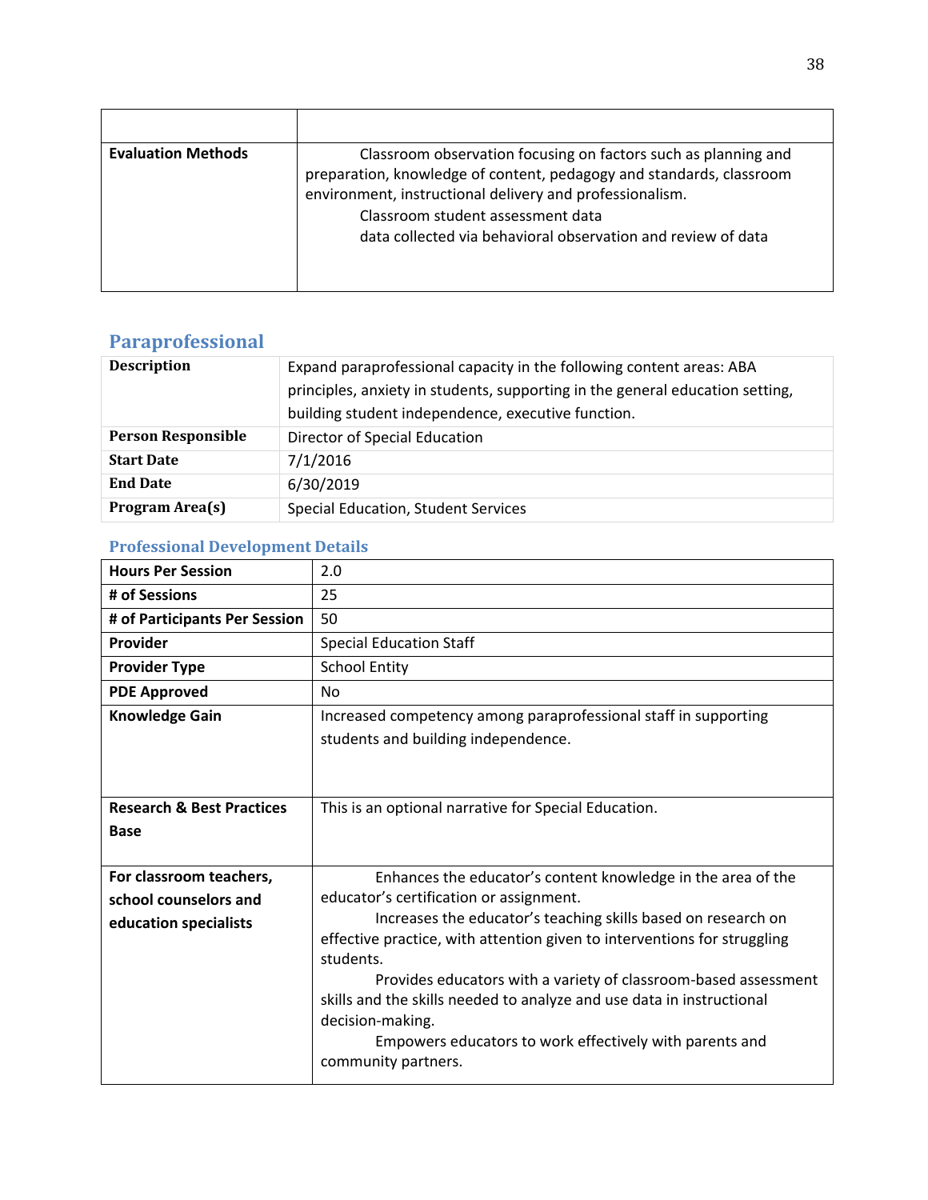| | |
|---|---|
| **Evaluation Methods** | Classroom observation focusing on factors such as planning and preparation, knowledge of content, pedagogy and standards, classroom environment, instructional delivery and professionalism.<br>Classroom student assessment data<br>data collected via behavioral observation and review of data |

## Paraprofessional

| | |
|---|---|
| **Description** | Expand paraprofessional capacity in the following content areas: ABA principles, anxiety in students, supporting in the general education setting, building student independence, executive function. |
| **Person Responsible** | Director of Special Education |
| **Start Date** | 7/1/2016 |
| **End Date** | 6/30/2019 |
| **Program Area(s)** | Special Education, Student Services |

### Professional Development Details

| | |
|---|---|
| **Hours Per Session** | 2.0 |
| **# of Sessions** | 25 |
| **# of Participants Per Session** | 50 |
| **Provider** | Special Education Staff |
| **Provider Type** | School Entity |
| **PDE Approved** | No |
| **Knowledge Gain** | Increased competency among paraprofessional staff in supporting students and building independence. |
| **Research & Best Practices Base** | This is an optional narrative for Special Education. |
| **For classroom teachers, school counselors and education specialists** | Enhances the educator's content knowledge in the area of the educator's certification or assignment.<br>Increases the educator's teaching skills based on research on effective practice, with attention given to interventions for struggling students.<br>Provides educators with a variety of classroom-based assessment skills and the skills needed to analyze and use data in instructional decision-making.<br>Empowers educators to work effectively with parents and community partners. |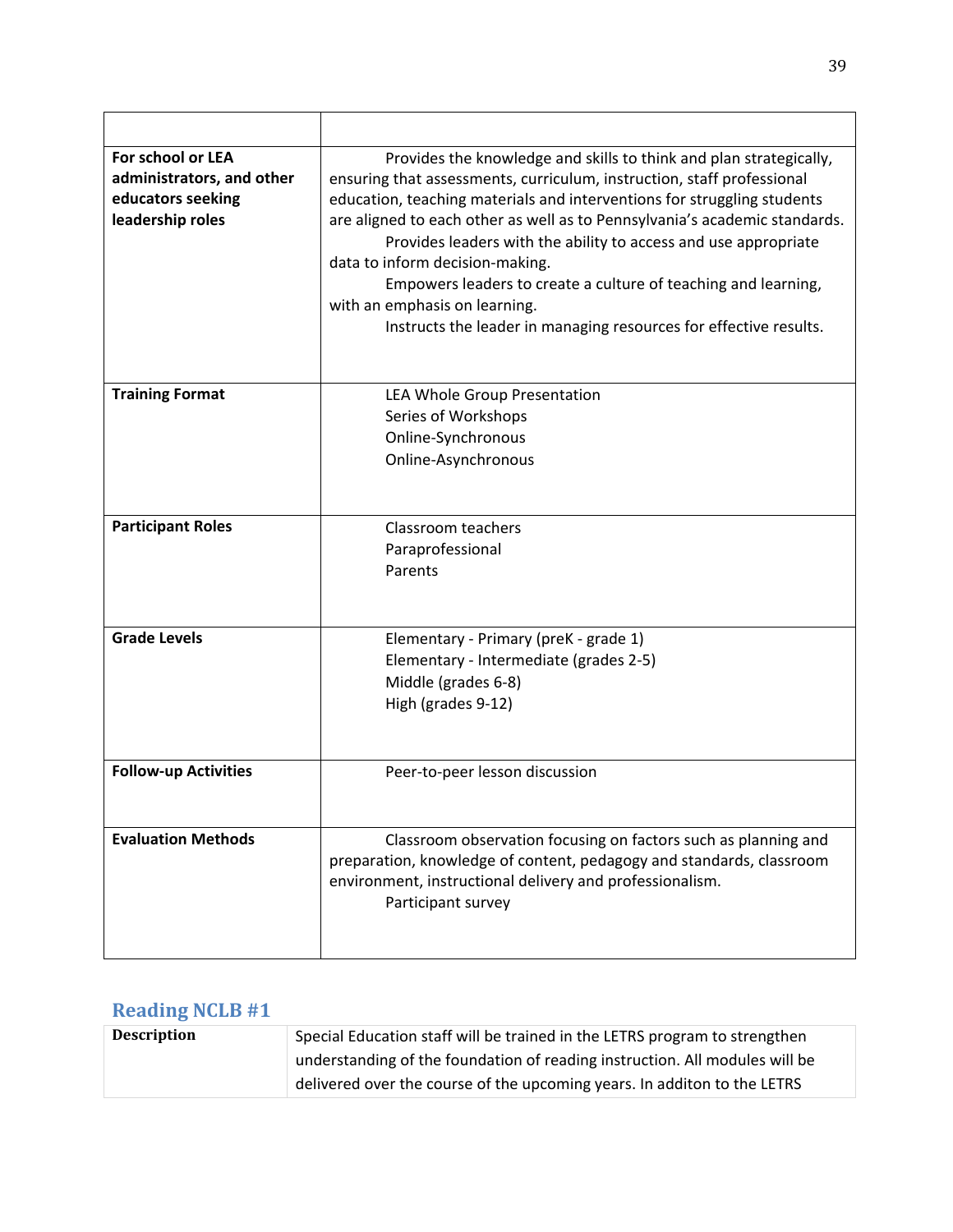| | |
|---|---|
| **For school or LEA administrators, and other educators seeking leadership roles** | Provides the knowledge and skills to think and plan strategically, ensuring that assessments, curriculum, instruction, staff professional education, teaching materials and interventions for struggling students are aligned to each other as well as to Pennsylvania's academic standards.<br>Provides leaders with the ability to access and use appropriate data to inform decision-making.<br>Empowers leaders to create a culture of teaching and learning, with an emphasis on learning.<br>Instructs the leader in managing resources for effective results. |
| **Training Format** | LEA Whole Group Presentation<br>Series of Workshops<br>Online-Synchronous<br>Online-Asynchronous |
| **Participant Roles** | Classroom teachers<br>Paraprofessional<br>Parents |
| **Grade Levels** | Elementary - Primary (preK - grade 1)<br>Elementary - Intermediate (grades 2-5)<br>Middle (grades 6-8)<br>High (grades 9-12) |
| **Follow-up Activities** | Peer-to-peer lesson discussion |
| **Evaluation Methods** | Classroom observation focusing on factors such as planning and preparation, knowledge of content, pedagogy and standards, classroom environment, instructional delivery and professionalism.<br>Participant survey |

## Reading NCLB #1

| | |
|---|---|
| **Description** | Special Education staff will be trained in the LETRS program to strengthen understanding of the foundation of reading instruction. All modules will be delivered over the course of the upcoming years. In additon to the LETRS |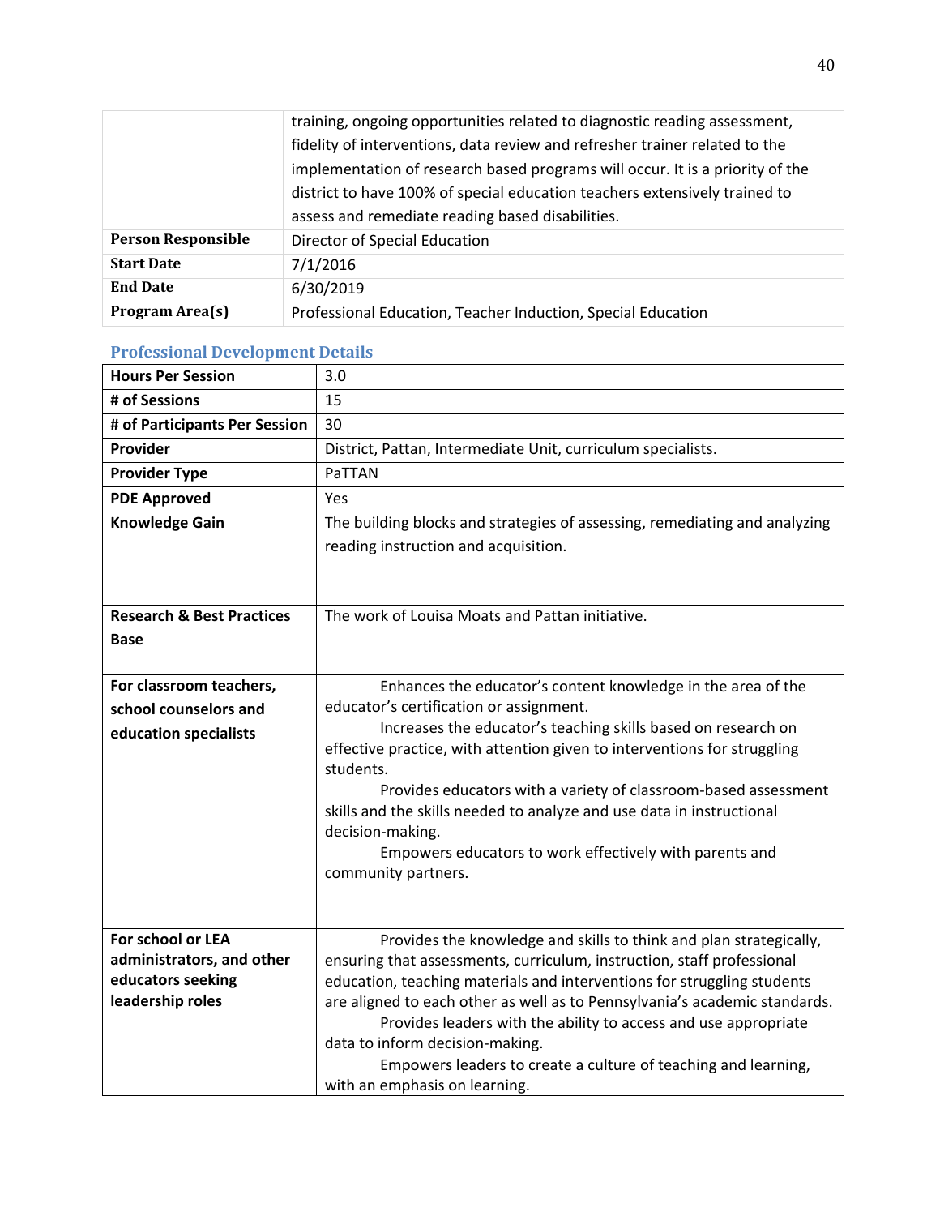| | |
|---|---|
| | training, ongoing opportunities related to diagnostic reading assessment, fidelity of interventions, data review and refresher trainer related to the implementation of research based programs will occur. It is a priority of the district to have 100% of special education teachers extensively trained to assess and remediate reading based disabilities. |
| **Person Responsible** | Director of Special Education |
| **Start Date** | 7/1/2016 |
| **End Date** | 6/30/2019 |
| **Program Area(s)** | Professional Education, Teacher Induction, Special Education |

### Professional Development Details

| | |
|---|---|
| **Hours Per Session** | 3.0 |
| **# of Sessions** | 15 |
| **# of Participants Per Session** | 30 |
| **Provider** | District, Pattan, Intermediate Unit, curriculum specialists. |
| **Provider Type** | PaTTAN |
| **PDE Approved** | Yes |
| **Knowledge Gain** | The building blocks and strategies of assessing, remediating and analyzing reading instruction and acquisition. |
| **Research & Best Practices Base** | The work of Louisa Moats and Pattan initiative. |
| **For classroom teachers, school counselors and education specialists** | Enhances the educator's content knowledge in the area of the educator's certification or assignment. Increases the educator's teaching skills based on research on effective practice, with attention given to interventions for struggling students. Provides educators with a variety of classroom-based assessment skills and the skills needed to analyze and use data in instructional decision-making. Empowers educators to work effectively with parents and community partners. |
| **For school or LEA administrators, and other educators seeking leadership roles** | Provides the knowledge and skills to think and plan strategically, ensuring that assessments, curriculum, instruction, staff professional education, teaching materials and interventions for struggling students are aligned to each other as well as to Pennsylvania's academic standards. Provides leaders with the ability to access and use appropriate data to inform decision-making. Empowers leaders to create a culture of teaching and learning, with an emphasis on learning. |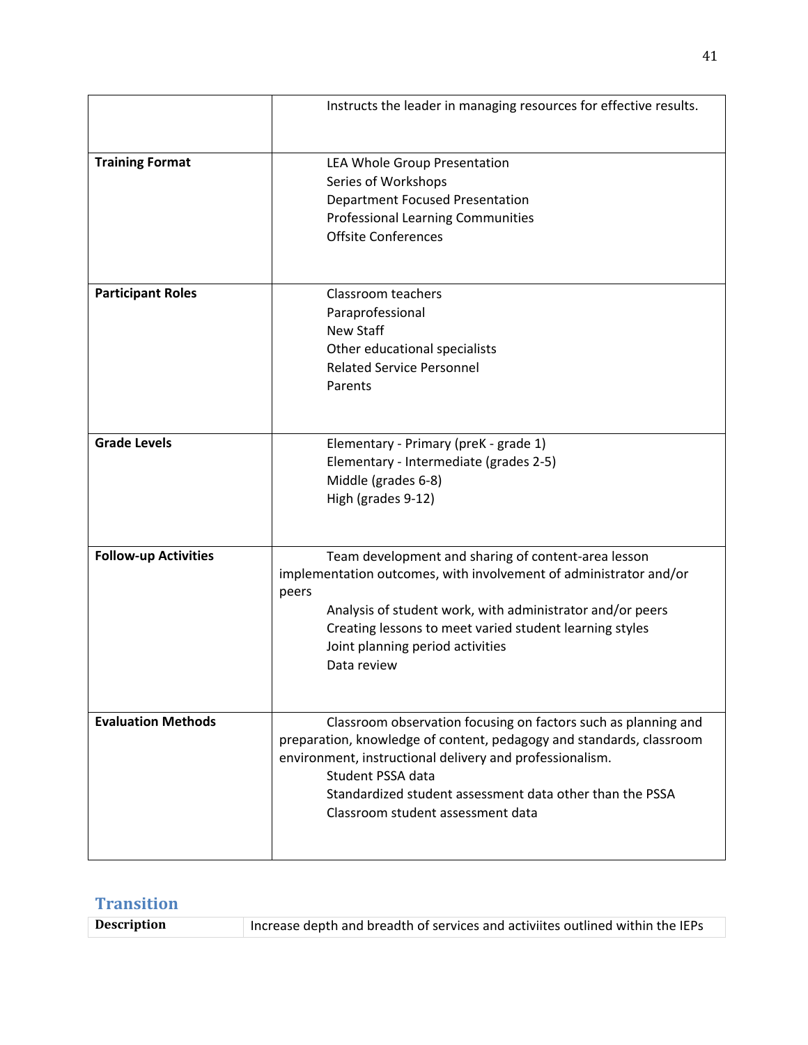| | |
|---|---|
| | Instructs the leader in managing resources for effective results. |
| **Training Format** | LEA Whole Group Presentation<br>Series of Workshops<br>Department Focused Presentation<br>Professional Learning Communities<br>Offsite Conferences |
| **Participant Roles** | Classroom teachers<br>Paraprofessional<br>New Staff<br>Other educational specialists<br>Related Service Personnel<br>Parents |
| **Grade Levels** | Elementary - Primary (preK - grade 1)<br>Elementary - Intermediate (grades 2-5)<br>Middle (grades 6-8)<br>High (grades 9-12) |
| **Follow-up Activities** | Team development and sharing of content-area lesson implementation outcomes, with involvement of administrator and/or peers<br>Analysis of student work, with administrator and/or peers<br>Creating lessons to meet varied student learning styles<br>Joint planning period activities<br>Data review |
| **Evaluation Methods** | Classroom observation focusing on factors such as planning and preparation, knowledge of content, pedagogy and standards, classroom environment, instructional delivery and professionalism.<br>Student PSSA data<br>Standardized student assessment data other than the PSSA<br>Classroom student assessment data |

## Transition

| | |
|---|---|
| **Description** | Increase depth and breadth of services and activiites outlined within the IEPs |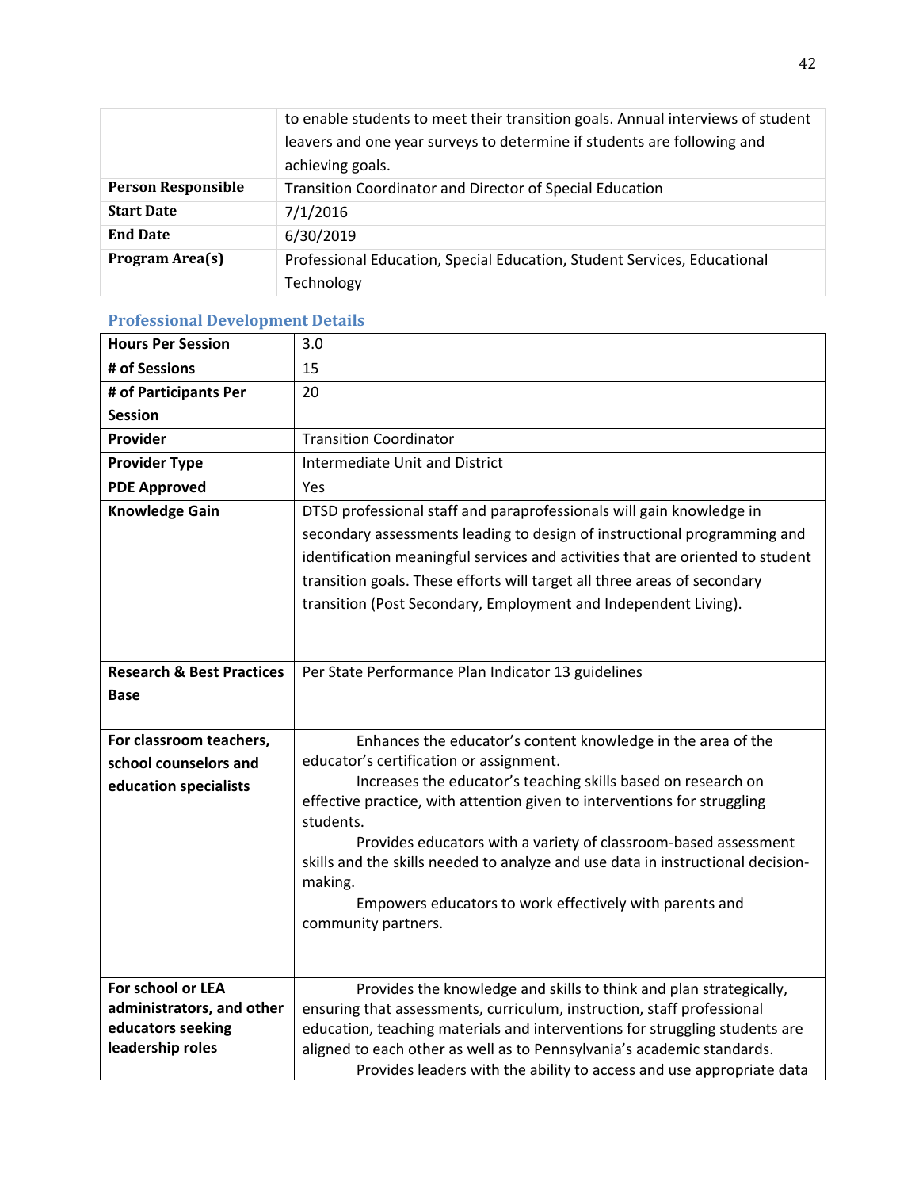| | |
|---|---|
| | to enable students to meet their transition goals. Annual interviews of student leavers and one year surveys to determine if students are following and achieving goals. |
| **Person Responsible** | Transition Coordinator and Director of Special Education |
| **Start Date** | 7/1/2016 |
| **End Date** | 6/30/2019 |
| **Program Area(s)** | Professional Education, Special Education, Student Services, Educational Technology |

### Professional Development Details

| | |
|---|---|
| **Hours Per Session** | 3.0 |
| **# of Sessions** | 15 |
| **# of Participants Per Session** | 20 |
| **Provider** | Transition Coordinator |
| **Provider Type** | Intermediate Unit and District |
| **PDE Approved** | Yes |
| **Knowledge Gain** | DTSD professional staff and paraprofessionals will gain knowledge in secondary assessments leading to design of instructional programming and identification meaningful services and activities that are oriented to student transition goals. These efforts will target all three areas of secondary transition (Post Secondary, Employment and Independent Living). |
| **Research & Best Practices Base** | Per State Performance Plan Indicator 13 guidelines |
| **For classroom teachers, school counselors and education specialists** | Enhances the educator's content knowledge in the area of the educator's certification or assignment. Increases the educator's teaching skills based on research on effective practice, with attention given to interventions for struggling students. Provides educators with a variety of classroom-based assessment skills and the skills needed to analyze and use data in instructional decision-making. Empowers educators to work effectively with parents and community partners. |
| **For school or LEA administrators, and other educators seeking leadership roles** | Provides the knowledge and skills to think and plan strategically, ensuring that assessments, curriculum, instruction, staff professional education, teaching materials and interventions for struggling students are aligned to each other as well as to Pennsylvania's academic standards. Provides leaders with the ability to access and use appropriate data |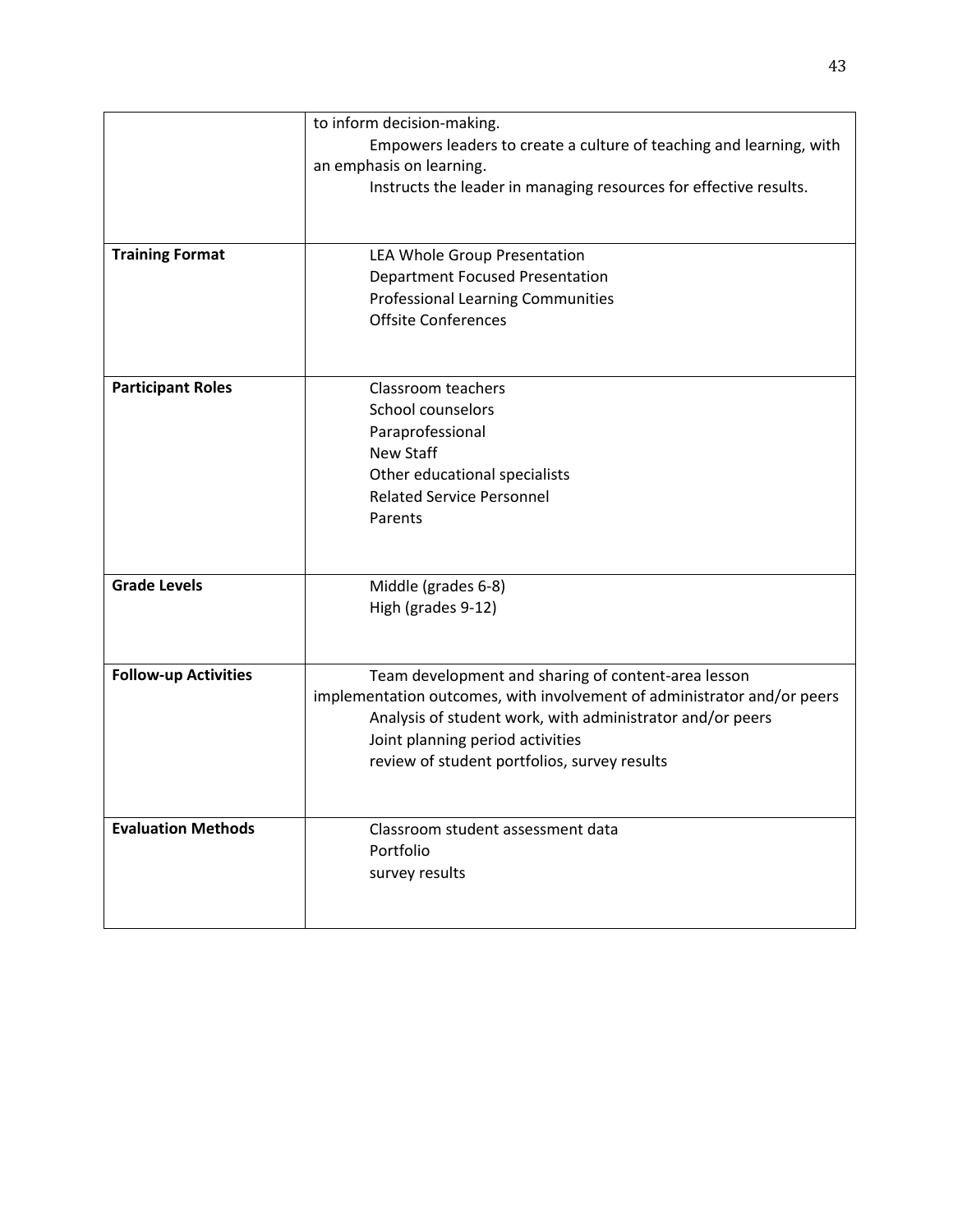| | |
|---|---|
| | to inform decision-making.<br>Empowers leaders to create a culture of teaching and learning, with an emphasis on learning.<br>Instructs the leader in managing resources for effective results. |
| **Training Format** | LEA Whole Group Presentation<br>Department Focused Presentation<br>Professional Learning Communities<br>Offsite Conferences |
| **Participant Roles** | Classroom teachers<br>School counselors<br>Paraprofessional<br>New Staff<br>Other educational specialists<br>Related Service Personnel<br>Parents |
| **Grade Levels** | Middle (grades 6-8)<br>High (grades 9-12) |
| **Follow-up Activities** | Team development and sharing of content-area lesson implementation outcomes, with involvement of administrator and/or peers<br>Analysis of student work, with administrator and/or peers<br>Joint planning period activities<br>review of student portfolios, survey results |
| **Evaluation Methods** | Classroom student assessment data<br>Portfolio<br>survey results |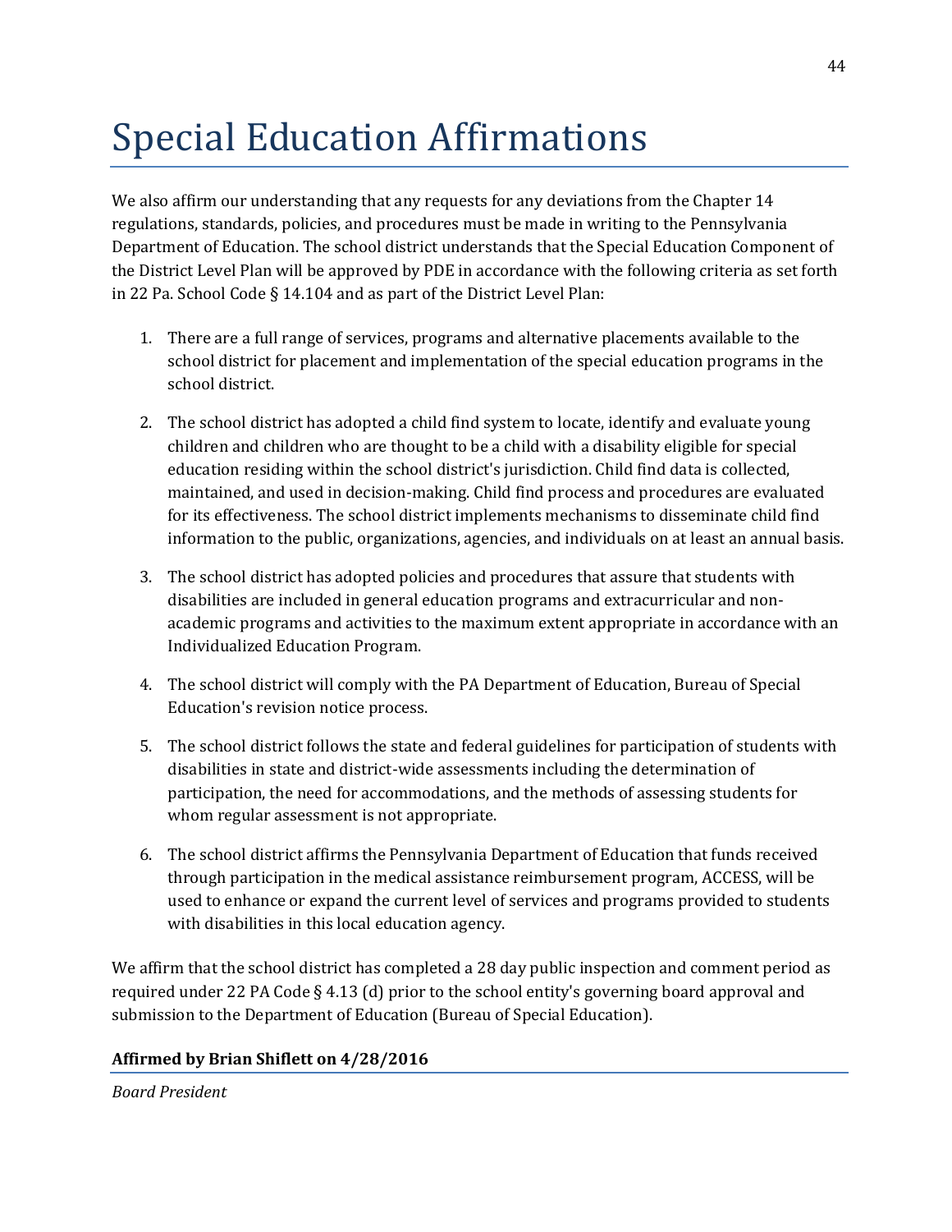# Special Education Affirmations

We also affirm our understanding that any requests for any deviations from the Chapter 14 regulations, standards, policies, and procedures must be made in writing to the Pennsylvania Department of Education. The school district understands that the Special Education Component of the District Level Plan will be approved by PDE in accordance with the following criteria as set forth in 22 Pa. School Code § 14.104 and as part of the District Level Plan:

1. There are a full range of services, programs and alternative placements available to the school district for placement and implementation of the special education programs in the school district.

2. The school district has adopted a child find system to locate, identify and evaluate young children and children who are thought to be a child with a disability eligible for special education residing within the school district's jurisdiction. Child find data is collected, maintained, and used in decision-making. Child find process and procedures are evaluated for its effectiveness. The school district implements mechanisms to disseminate child find information to the public, organizations, agencies, and individuals on at least an annual basis.

3. The school district has adopted policies and procedures that assure that students with disabilities are included in general education programs and extracurricular and non-academic programs and activities to the maximum extent appropriate in accordance with an Individualized Education Program.

4. The school district will comply with the PA Department of Education, Bureau of Special Education's revision notice process.

5. The school district follows the state and federal guidelines for participation of students with disabilities in state and district-wide assessments including the determination of participation, the need for accommodations, and the methods of assessing students for whom regular assessment is not appropriate.

6. The school district affirms the Pennsylvania Department of Education that funds received through participation in the medical assistance reimbursement program, ACCESS, will be used to enhance or expand the current level of services and programs provided to students with disabilities in this local education agency.

We affirm that the school district has completed a 28 day public inspection and comment period as required under 22 PA Code § 4.13 (d) prior to the school entity's governing board approval and submission to the Department of Education (Bureau of Special Education).

**Affirmed by Brian Shiflett on 4/28/2016**

*Board President*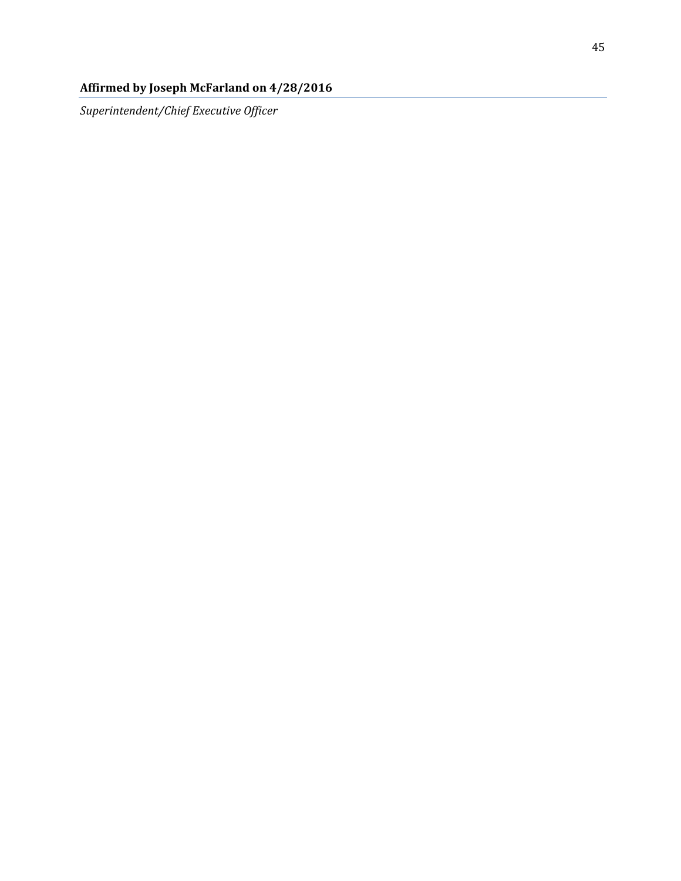**Affirmed by Joseph McFarland on 4/28/2016**

---

*Superintendent/Chief Executive Officer*